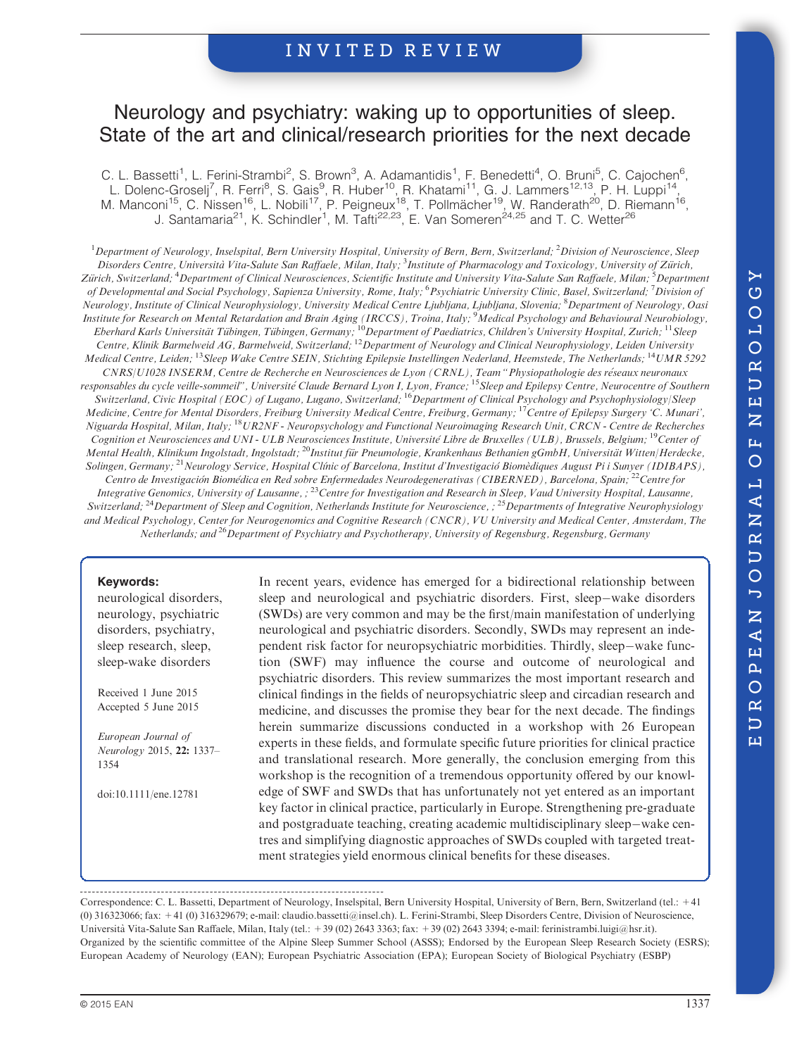INVITED REVIEW

# Neurology and psychiatry: waking up to opportunities of sleep. State of the art and clinical/research priorities for the next decade

C. L. Bassetti[1], L. Ferini-Strambi[2], S. Brown[3], A. Adamantidis[1], F. Benedetti[4], O. Bruni[5], C. Cajochen[6], L. Dolenc-Groselj[7], R. Ferri[8], S. Gais[9], R. Huber[10], R. Khatami[11], G. J. Lammers[12,13], P. H. Luppi[14], M. Manconi[15], C. Nissen[16], L. Nobili[17], P. Peigneux[18], T. Pollmächer[19], W. Randerath[20], D. Riemann[16], J. Santamaria[21], K. Schindler[1], M. Tafti[22,23], E. Van Someren[24,25] and T. C. Wetter[26]

[1]*Department of Neurology, Inselspital, Bern University Hospital, University of Bern, Bern, Switzerland;* [2]*Division of Neuroscience, Sleep Disorders Centre, Università Vita-Salute San Raffaele, Milan, Italy;* [3]*Institute of Pharmacology and Toxicology, University of Zürich, Zürich, Switzerland;* [4]*Department of Clinical Neurosciences, Scientific Institute and University Vita-Salute San Raffaele, Milan;* [5]*Department of Developmental and Social Psychology, Sapienza University, Rome, Italy;* [6]*Psychiatric University Clinic, Basel, Switzerland;* [7]*Division of Neurology, Institute of Clinical Neurophysiology, University Medical Centre Ljubljana, Ljubljana, Slovenia;* [8]*Department of Neurology, Oasi Institute for Research on Mental Retardation and Brain Aging (IRCCS), Troina, Italy;* [9]*Medical Psychology and Behavioural Neurobiology, Eberhard Karls Universität Tübingen, Tübingen, Germany;* [10]*Department of Paediatrics, Children's University Hospital, Zurich;* [11]*Sleep Centre, Klinik Barmelweid AG, Barmelweid, Switzerland;* [12]*Department of Neurology and Clinical Neurophysiology, Leiden University Medical Centre, Leiden;* [13]*Sleep Wake Centre SEIN, Stichting Epilepsie Instellingen Nederland, Heemstede, The Netherlands;* [14]*UMR 5292 CNRS/U1028 INSERM, Centre de Recherche en Neurosciences de Lyon (CRNL), Team "Physiopathologie des réseaux neuronaux responsables du cycle veille-sommeil", Université Claude Bernard Lyon I, Lyon, France;* [15]*Sleep and Epilepsy Centre, Neurocentre of Southern Switzerland, Civic Hospital (EOC) of Lugano, Lugano, Switzerland;* [16]*Department of Clinical Psychology and Psychophysiology/Sleep Medicine, Centre for Mental Disorders, Freiburg University Medical Centre, Freiburg, Germany;* [17]*Centre of Epilepsy Surgery 'C. Munari', Niguarda Hospital, Milan, Italy;* [18]*UR2NF - Neuropsychology and Functional Neuroimaging Research Unit, CRCN - Centre de Recherches Cognition et Neurosciences and UNI - ULB Neurosciences Institute, Université Libre de Bruxelles (ULB), Brussels, Belgium;* [19]*Center of Mental Health, Klinikum Ingolstadt, Ingolstadt;* [20]*Institut für Pneumologie, Krankenhaus Bethanien gGmbH, Universität Witten/Herdecke, Solingen, Germany;* [21]*Neurology Service, Hospital Clínic of Barcelona, Institut d'Investigació Biomèdiques August Pi i Sunyer (IDIBAPS), Centro de Investigación Biomédica en Red sobre Enfermedades Neurodegenerativas (CIBERNED), Barcelona, Spain;* [22]*Centre for Integrative Genomics, University of Lausanne, ;* [23]*Centre for Investigation and Research in Sleep, Vaud University Hospital, Lausanne, Switzerland;* [24]*Department of Sleep and Cognition, Netherlands Institute for Neuroscience, ;* [25]*Departments of Integrative Neurophysiology and Medical Psychology, Center for Neurogenomics and Cognitive Research (CNCR), VU University and Medical Center, Amsterdam, The Netherlands; and* [26]*Department of Psychiatry and Psychotherapy, University of Regensburg, Regensburg, Germany*

**Keywords:**
neurological disorders, neurology, psychiatric disorders, psychiatry, sleep research, sleep, sleep-wake disorders

Received 1 June 2015
Accepted 5 June 2015

*European Journal of Neurology* 2015, **22:** 1337–1354

doi:10.1111/ene.12781

In recent years, evidence has emerged for a bidirectional relationship between sleep and neurological and psychiatric disorders. First, sleep–wake disorders (SWDs) are very common and may be the first/main manifestation of underlying neurological and psychiatric disorders. Secondly, SWDs may represent an independent risk factor for neuropsychiatric morbidities. Thirdly, sleep–wake function (SWF) may influence the course and outcome of neurological and psychiatric disorders. This review summarizes the most important research and clinical findings in the fields of neuropsychiatric sleep and circadian research and medicine, and discusses the promise they bear for the next decade. The findings herein summarize discussions conducted in a workshop with 26 European experts in these fields, and formulate specific future priorities for clinical practice and translational research. More generally, the conclusion emerging from this workshop is the recognition of a tremendous opportunity offered by our knowledge of SWF and SWDs that has unfortunately not yet entered as an important key factor in clinical practice, particularly in Europe. Strengthening pre-graduate and postgraduate teaching, creating academic multidisciplinary sleep–wake centres and simplifying diagnostic approaches of SWDs coupled with targeted treatment strategies yield enormous clinical benefits for these diseases.

Correspondence: C. L. Bassetti, Department of Neurology, Inselspital, Bern University Hospital, University of Bern, Bern, Switzerland (tel.: +41 (0) 316323066; fax: +41 (0) 316329679; e-mail: claudio.bassetti@insel.ch). L. Ferini-Strambi, Sleep Disorders Centre, Division of Neuroscience, Università Vita-Salute San Raffaele, Milan, Italy (tel.: +39 (02) 2643 3363; fax: +39 (02) 2643 3394; e-mail: ferinistrambi.luigi@hsr.it).
Organized by the scientific committee of the Alpine Sleep Summer School (ASSS); Endorsed by the European Sleep Research Society (ESRS); European Academy of Neurology (EAN); European Psychiatric Association (EPA); European Society of Biological Psychiatry (ESBP)

© 2015 EAN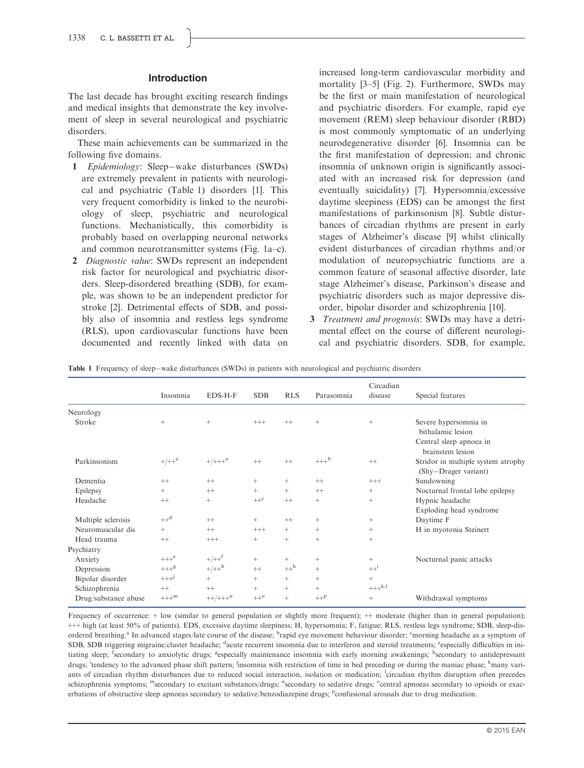## Introduction

The last decade has brought exciting research findings and medical insights that demonstrate the key involvement of sleep in several neurological and psychiatric disorders.

These main achievements can be summarized in the following five domains.

1. *Epidemiology*: Sleep–wake disturbances (SWDs) are extremely prevalent in patients with neurological and psychiatric (Table 1) disorders [1]. This very frequent comorbidity is linked to the neurobiology of sleep, psychiatric and neurological functions. Mechanistically, this comorbidity is probably based on overlapping neuronal networks and common neurotransmitter systems (Fig. 1a–c).
2. *Diagnostic value*: SWDs represent an independent risk factor for neurological and psychiatric disorders. Sleep-disordered breathing (SDB), for example, was shown to be an independent predictor for stroke [2]. Detrimental effects of SDB, and possibly also of insomnia and restless legs syndrome (RLS), upon cardiovascular functions have been documented and recently linked with data on increased long-term cardiovascular morbidity and mortality [3–5] (Fig. 2). Furthermore, SWDs may be the first or main manifestation of neurological and psychiatric disorders. For example, rapid eye movement (REM) sleep behaviour disorder (RBD) is most commonly symptomatic of an underlying neurodegenerative disorder [6]. Insomnia can be the first manifestation of depression; and chronic insomnia of unknown origin is significantly associated with an increased risk for depression (and eventually suicidality) [7]. Hypersomnia/excessive daytime sleepiness (EDS) can be amongst the first manifestations of parkinsonism [8]. Subtle disturbances of circadian rhythms are present in early stages of Alzheimer's disease [9] whilst clinically evident disturbances of circadian rhythms and/or modulation of neuropsychiatric functions are a common feature of seasonal affective disorder, late stage Alzheimer's disease, Parkinson's disease and psychiatric disorders such as major depressive disorder, bipolar disorder and schizophrenia [10].
3. *Treatment and prognosis*: SWDs may have a detrimental effect on the course of different neurological and psychiatric disorders. SDB, for example,

**Table 1** Frequency of sleep–wake disturbances (SWDs) in patients with neurological and psychiatric disorders

| | Insomnia | EDS-H-F | SDB | RLS | Parasomnia | Circadian disease | Special features |
|---|---|---|---|---|---|---|---|
| Neurology | | | | | | | |
| Stroke | + | + | +++ | ++ | + | + | Severe hypersomnia in bithalamic lesion; Central sleep apnoea in brainstem lesion |
| Parkinsonism | +/++[a] | +/+++[a] | ++ | ++ | +++[b] | ++ | Stridor in multiple system atrophy (Shy–Drager variant) |
| Dementia | ++ | ++ | + | + | ++ | +++ | Sundowning |
| Epilepsy | + | ++ | ++ | + | ++ | + | Nocturnal frontal lobe epilepsy |
| Headache | ++ | + | ++[c] | ++ | + | + | Hypnic headache; Exploding head syndrome |
| Multiple sclerosis | ++[d] | ++ | + | ++ | + | + | Daytime F |
| Neuromuscular dis | + | ++ | +++ | + | + | + | H in myotonia Steinert |
| Head trauma | ++ | +++ | + | + | + | + | |
| Psychiatry | | | | | | | |
| Anxiety | +++[e] | +/++[f] | + | + | + | + | Nocturnal panic attacks |
| Depression | +++[g] | +/++[h] | ++ | ++[h] | + | ++[i] | |
| Bipolar disorder | +++[j] | + | + | + | + | + | |
| Schizophrenia | ++ | ++ | + | + | + | +++[k,l] | |
| Drug/substance abuse | +++[m] | ++/+++[n] | ++[o] | + | ++[p] | + | Withdrawal symptoms |

Frequency of occurrence: + low (similar to general population or slightly more frequent); ++ moderate (higher than in general population); +++ high (at least 50% of patients). EDS, excessive daytime sleepiness; H, hypersomnia; F, fatigue; RLS, restless legs syndrome; SDB, sleep-disordered breathing.[a] In advanced stages/late course of the disease; [b]rapid eye movement behaviour disorder; [c]morning headache as a symptom of SDB, SDB triggering migraine/cluster headache; [d]acute recurrent insomnia due to interferon and steroid treatments; [e]especially difficulties in initiating sleep; [f]secondary to anxiolytic drugs; [g]especially maintenance insomnia with early morning awakenings; [h]secondary to antidepressant drugs; [i]tendency to the advanced phase shift pattern; [j]insomnia with restriction of time in bed preceding or during the maniac phase; [k]many variants of circadian rhythm disturbances due to reduced social interaction, isolation or medication; [l]circadian rhythm disruption often precedes schizophrenia symptoms; [m]secondary to excitant substances/drugs; [n]secondary to sedative drugs; [o]central apnoeas secondary to opioids or exacerbations of obstructive sleep apnoeas secondary to sedative/benzodiazepine drugs; [p]confusional arousals due to drug medication.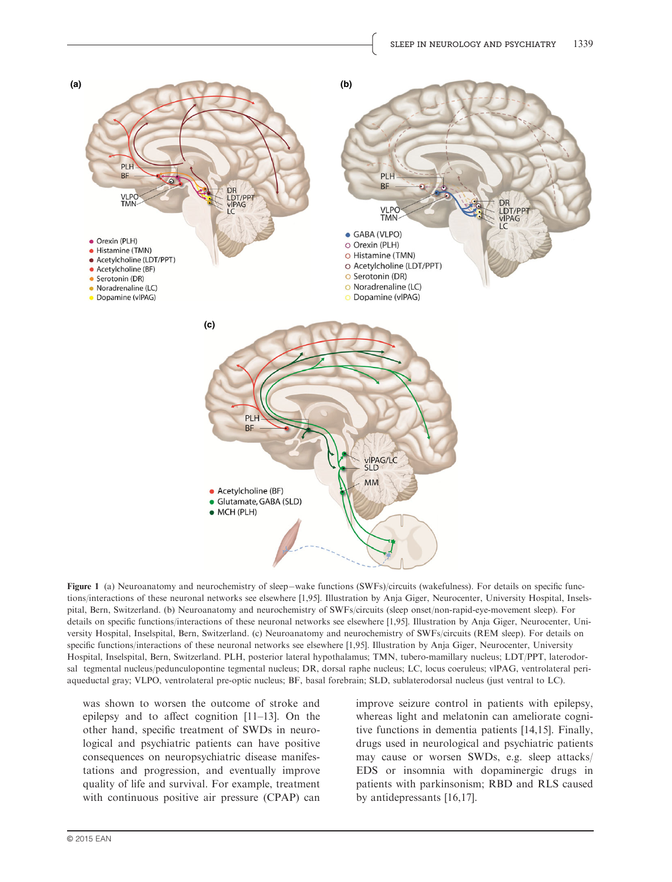Figure 1 (a) Neuroanatomy and neurochemistry of sleep–wake functions (SWFs)/circuits (wakefulness). For details on specific functions/interactions of these neuronal networks see elsewhere [1,95]. Illustration by Anja Giger, Neurocenter, University Hospital, Inselspital, Bern, Switzerland. (b) Neuroanatomy and neurochemistry of SWFs/circuits (sleep onset/non-rapid-eye-movement sleep). For details on specific functions/interactions of these neuronal networks see elsewhere [1,95]. Illustration by Anja Giger, Neurocenter, University Hospital, Inselspital, Bern, Switzerland. (c) Neuroanatomy and neurochemistry of SWFs/circuits (REM sleep). For details on specific functions/interactions of these neuronal networks see elsewhere [1,95]. Illustration by Anja Giger, Neurocenter, University Hospital, Inselspital, Bern, Switzerland. PLH, posterior lateral hypothalamus; TMN, tubero-mamillary nucleus; LDT/PPT, laterodorsal tegmental nucleus/pedunculopontine tegmental nucleus; DR, dorsal raphe nucleus; LC, locus coeruleus; vlPAG, ventrolateral periaqueductal gray; VLPO, ventrolateral pre-optic nucleus; BF, basal forebrain; SLD, sublaterodorsal nucleus (just ventral to LC).

was shown to worsen the outcome of stroke and epilepsy and to affect cognition [11–13]. On the other hand, specific treatment of SWDs in neurological and psychiatric patients can have positive consequences on neuropsychiatric disease manifestations and progression, and eventually improve quality of life and survival. For example, treatment with continuous positive air pressure (CPAP) can improve seizure control in patients with epilepsy, whereas light and melatonin can ameliorate cognitive functions in dementia patients [14,15]. Finally, drugs used in neurological and psychiatric patients may cause or worsen SWDs, e.g. sleep attacks/EDS or insomnia with dopaminergic drugs in patients with parkinsonism; RBD and RLS caused by antidepressants [16,17].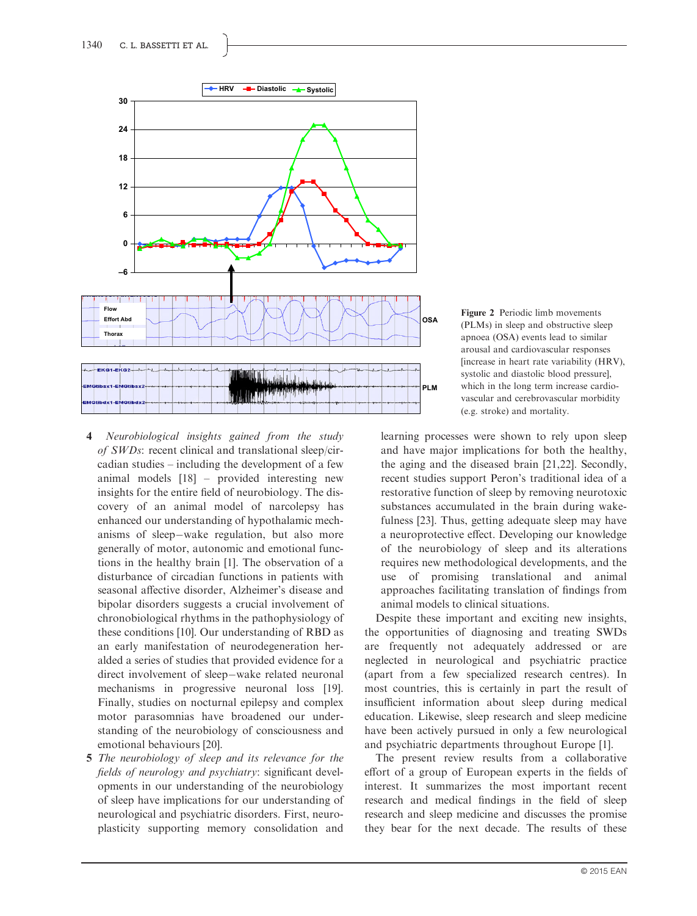Figure 2 Periodic limb movements (PLMs) in sleep and obstructive sleep apnoea (OSA) events lead to similar arousal and cardiovascular responses [increase in heart rate variability (HRV), systolic and diastolic blood pressure], which in the long term increase cardiovascular and cerebrovascular morbidity (e.g. stroke) and mortality.

4. *Neurobiological insights gained from the study of SWDs*: recent clinical and translational sleep/circadian studies – including the development of a few animal models [18] – provided interesting new insights for the entire field of neurobiology. The discovery of an animal model of narcolepsy has enhanced our understanding of hypothalamic mechanisms of sleep–wake regulation, but also more generally of motor, autonomic and emotional functions in the healthy brain [1]. The observation of a disturbance of circadian functions in patients with seasonal affective disorder, Alzheimer's disease and bipolar disorders suggests a crucial involvement of chronobiological rhythms in the pathophysiology of these conditions [10]. Our understanding of RBD as an early manifestation of neurodegeneration heralded a series of studies that provided evidence for a direct involvement of sleep–wake related neuronal mechanisms in progressive neuronal loss [19]. Finally, studies on nocturnal epilepsy and complex motor parasomnias have broadened our understanding of the neurobiology of consciousness and emotional behaviours [20].
5. *The neurobiology of sleep and its relevance for the fields of neurology and psychiatry*: significant developments in our understanding of the neurobiology of sleep have implications for our understanding of neurological and psychiatric disorders. First, neuroplasticity supporting memory consolidation and learning processes were shown to rely upon sleep and have major implications for both the healthy, the aging and the diseased brain [21,22]. Secondly, recent studies support Peron's traditional idea of a restorative function of sleep by removing neurotoxic substances accumulated in the brain during wakefulness [23]. Thus, getting adequate sleep may have a neuroprotective effect. Developing our knowledge of the neurobiology of sleep and its alterations requires new methodological developments, and the use of promising translational and animal approaches facilitating translation of findings from animal models to clinical situations.

Despite these important and exciting new insights, the opportunities of diagnosing and treating SWDs are frequently not adequately addressed or are neglected in neurological and psychiatric practice (apart from a few specialized research centres). In most countries, this is certainly in part the result of insufficient information about sleep during medical education. Likewise, sleep research and sleep medicine have been actively pursued in only a few neurological and psychiatric departments throughout Europe [1].

The present review results from a collaborative effort of a group of European experts in the fields of interest. It summarizes the most important recent research and medical findings in the field of sleep research and sleep medicine and discusses the promise they bear for the next decade. The results of these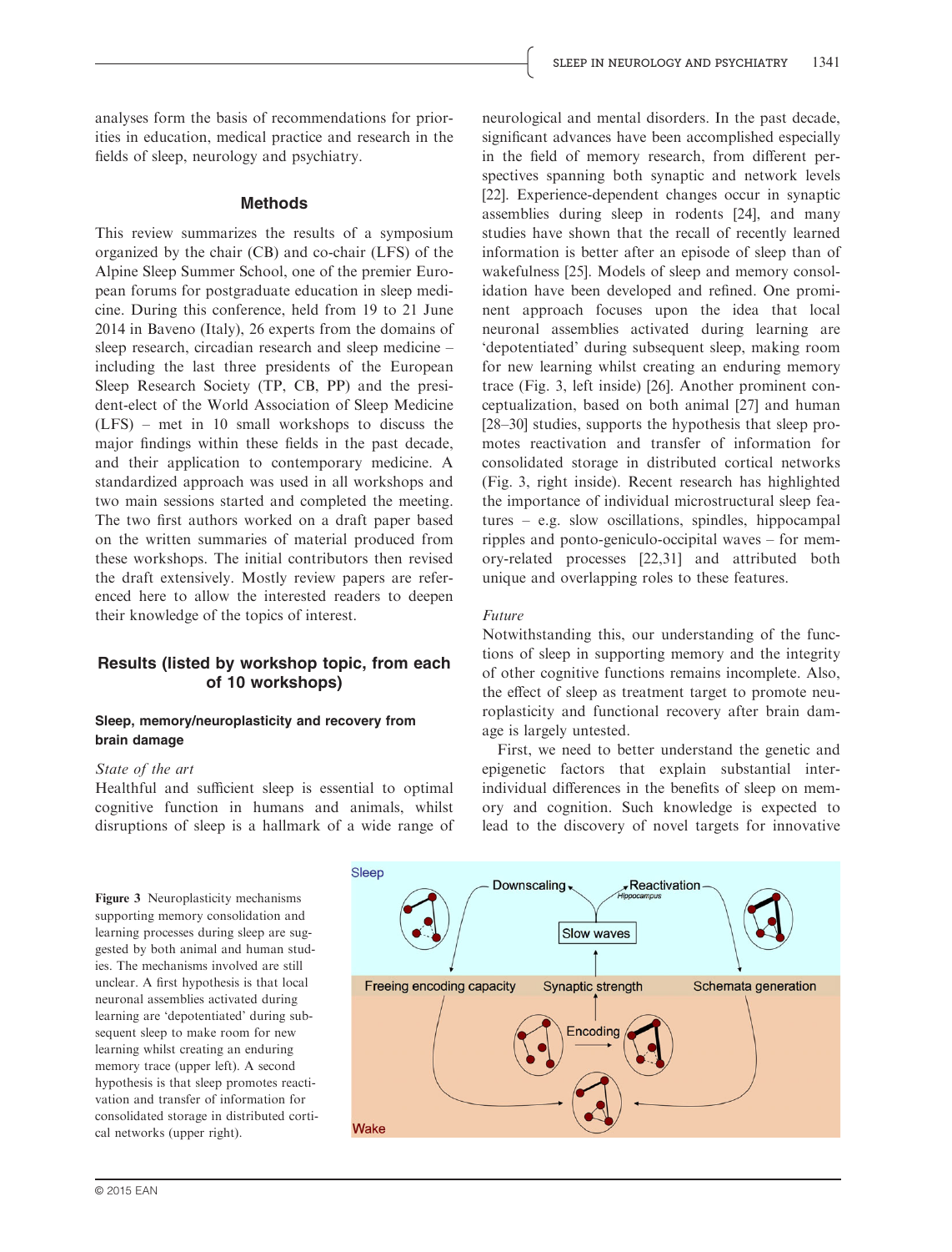analyses form the basis of recommendations for priorities in education, medical practice and research in the fields of sleep, neurology and psychiatry.

## Methods

This review summarizes the results of a symposium organized by the chair (CB) and co-chair (LFS) of the Alpine Sleep Summer School, one of the premier European forums for postgraduate education in sleep medicine. During this conference, held from 19 to 21 June 2014 in Baveno (Italy), 26 experts from the domains of sleep research, circadian research and sleep medicine – including the last three presidents of the European Sleep Research Society (TP, CB, PP) and the president-elect of the World Association of Sleep Medicine (LFS) – met in 10 small workshops to discuss the major findings within these fields in the past decade, and their application to contemporary medicine. A standardized approach was used in all workshops and two main sessions started and completed the meeting. The two first authors worked on a draft paper based on the written summaries of material produced from these workshops. The initial contributors then revised the draft extensively. Mostly review papers are referenced here to allow the interested readers to deepen their knowledge of the topics of interest.

## Results (listed by workshop topic, from each of 10 workshops)

### Sleep, memory/neuroplasticity and recovery from brain damage

*State of the art*

Healthful and sufficient sleep is essential to optimal cognitive function in humans and animals, whilst disruptions of sleep is a hallmark of a wide range of neurological and mental disorders. In the past decade, significant advances have been accomplished especially in the field of memory research, from different perspectives spanning both synaptic and network levels [22]. Experience-dependent changes occur in synaptic assemblies during sleep in rodents [24], and many studies have shown that the recall of recently learned information is better after an episode of sleep than of wakefulness [25]. Models of sleep and memory consolidation have been developed and refined. One prominent approach focuses upon the idea that local neuronal assemblies activated during learning are 'depotentiated' during subsequent sleep, making room for new learning whilst creating an enduring memory trace (Fig. 3, left inside) [26]. Another prominent conceptualization, based on both animal [27] and human [28–30] studies, supports the hypothesis that sleep promotes reactivation and transfer of information for consolidated storage in distributed cortical networks (Fig. 3, right inside). Recent research has highlighted the importance of individual microstructural sleep features – e.g. slow oscillations, spindles, hippocampal ripples and ponto-geniculo-occipital waves – for memory-related processes [22,31] and attributed both unique and overlapping roles to these features.

*Future*

Notwithstanding this, our understanding of the functions of sleep in supporting memory and the integrity of other cognitive functions remains incomplete. Also, the effect of sleep as treatment target to promote neuroplasticity and functional recovery after brain damage is largely untested.

First, we need to better understand the genetic and epigenetic factors that explain substantial interindividual differences in the benefits of sleep on memory and cognition. Such knowledge is expected to lead to the discovery of novel targets for innovative

**Figure 3** Neuroplasticity mechanisms supporting memory consolidation and learning processes during sleep are suggested by both animal and human studies. The mechanisms involved are still unclear. A first hypothesis is that local neuronal assemblies activated during learning are 'depotentiated' during subsequent sleep to make room for new learning whilst creating an enduring memory trace (upper left). A second hypothesis is that sleep promotes reactivation and transfer of information for consolidated storage in distributed cortical networks (upper right).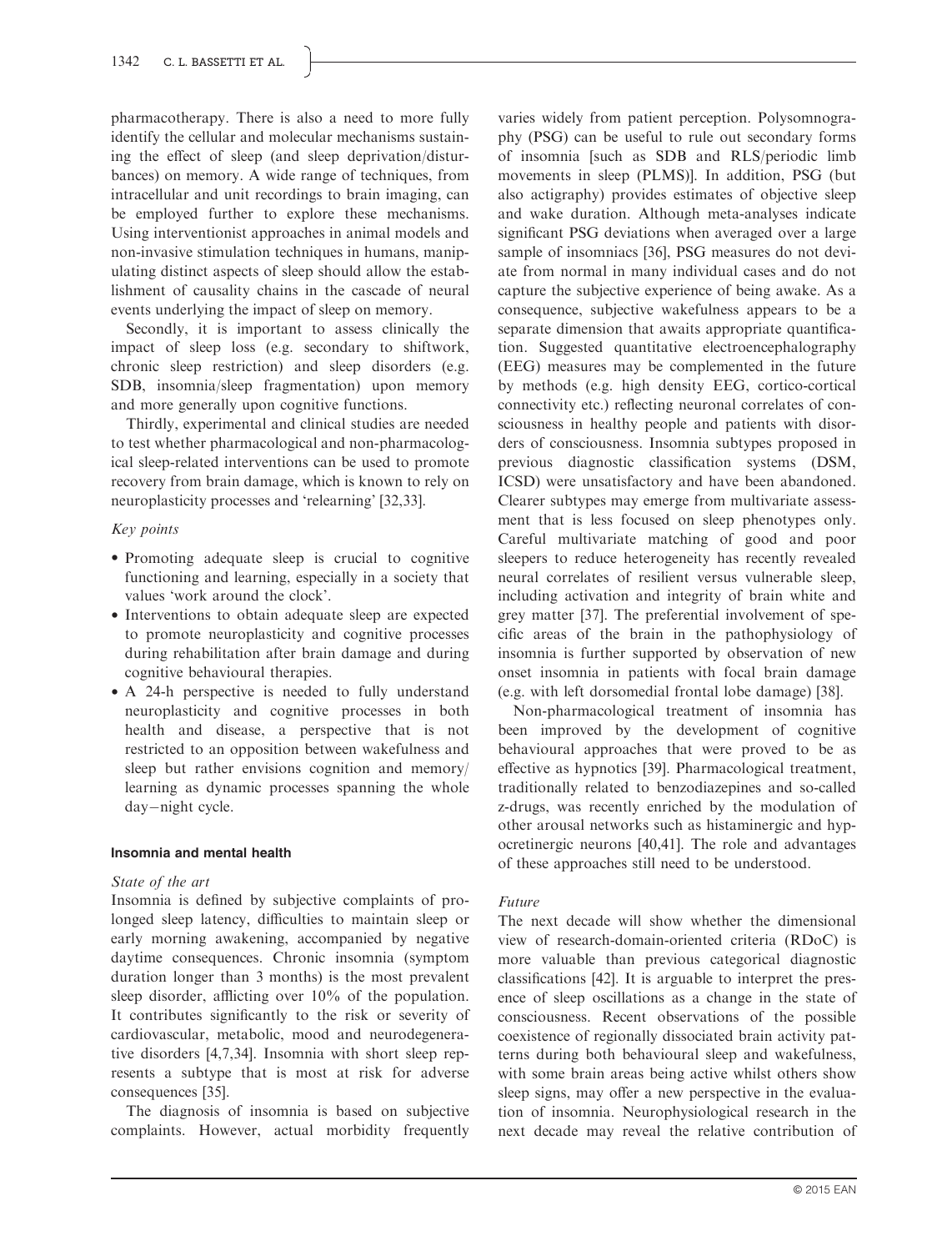pharmacotherapy. There is also a need to more fully identify the cellular and molecular mechanisms sustaining the effect of sleep (and sleep deprivation/disturbances) on memory. A wide range of techniques, from intracellular and unit recordings to brain imaging, can be employed further to explore these mechanisms. Using interventionist approaches in animal models and non-invasive stimulation techniques in humans, manipulating distinct aspects of sleep should allow the establishment of causality chains in the cascade of neural events underlying the impact of sleep on memory.

Secondly, it is important to assess clinically the impact of sleep loss (e.g. secondary to shiftwork, chronic sleep restriction) and sleep disorders (e.g. SDB, insomnia/sleep fragmentation) upon memory and more generally upon cognitive functions.

Thirdly, experimental and clinical studies are needed to test whether pharmacological and non-pharmacological sleep-related interventions can be used to promote recovery from brain damage, which is known to rely on neuroplasticity processes and 'relearning' [32,33].

*Key points*

- Promoting adequate sleep is crucial to cognitive functioning and learning, especially in a society that values 'work around the clock'.
- Interventions to obtain adequate sleep are expected to promote neuroplasticity and cognitive processes during rehabilitation after brain damage and during cognitive behavioural therapies.
- A 24-h perspective is needed to fully understand neuroplasticity and cognitive processes in both health and disease, a perspective that is not restricted to an opposition between wakefulness and sleep but rather envisions cognition and memory/learning as dynamic processes spanning the whole day–night cycle.

### Insomnia and mental health

*State of the art*

Insomnia is defined by subjective complaints of prolonged sleep latency, difficulties to maintain sleep or early morning awakening, accompanied by negative daytime consequences. Chronic insomnia (symptom duration longer than 3 months) is the most prevalent sleep disorder, afflicting over 10% of the population. It contributes significantly to the risk or severity of cardiovascular, metabolic, mood and neurodegenerative disorders [4,7,34]. Insomnia with short sleep represents a subtype that is most at risk for adverse consequences [35].

The diagnosis of insomnia is based on subjective complaints. However, actual morbidity frequently varies widely from patient perception. Polysomnography (PSG) can be useful to rule out secondary forms of insomnia [such as SDB and RLS/periodic limb movements in sleep (PLMS)]. In addition, PSG (but also actigraphy) provides estimates of objective sleep and wake duration. Although meta-analyses indicate significant PSG deviations when averaged over a large sample of insomniacs [36], PSG measures do not deviate from normal in many individual cases and do not capture the subjective experience of being awake. As a consequence, subjective wakefulness appears to be a separate dimension that awaits appropriate quantification. Suggested quantitative electroencephalography (EEG) measures may be complemented in the future by methods (e.g. high density EEG, cortico-cortical connectivity etc.) reflecting neuronal correlates of consciousness in healthy people and patients with disorders of consciousness. Insomnia subtypes proposed in previous diagnostic classification systems (DSM, ICSD) were unsatisfactory and have been abandoned. Clearer subtypes may emerge from multivariate assessment that is less focused on sleep phenotypes only. Careful multivariate matching of good and poor sleepers to reduce heterogeneity has recently revealed neural correlates of resilient versus vulnerable sleep, including activation and integrity of brain white and grey matter [37]. The preferential involvement of specific areas of the brain in the pathophysiology of insomnia is further supported by observation of new onset insomnia in patients with focal brain damage (e.g. with left dorsomedial frontal lobe damage) [38].

Non-pharmacological treatment of insomnia has been improved by the development of cognitive behavioural approaches that were proved to be as effective as hypnotics [39]. Pharmacological treatment, traditionally related to benzodiazepines and so-called z-drugs, was recently enriched by the modulation of other arousal networks such as histaminergic and hypocretinergic neurons [40,41]. The role and advantages of these approaches still need to be understood.

*Future*

The next decade will show whether the dimensional view of research-domain-oriented criteria (RDoC) is more valuable than previous categorical diagnostic classifications [42]. It is arguable to interpret the presence of sleep oscillations as a change in the state of consciousness. Recent observations of the possible coexistence of regionally dissociated brain activity patterns during both behavioural sleep and wakefulness, with some brain areas being active whilst others show sleep signs, may offer a new perspective in the evaluation of insomnia. Neurophysiological research in the next decade may reveal the relative contribution of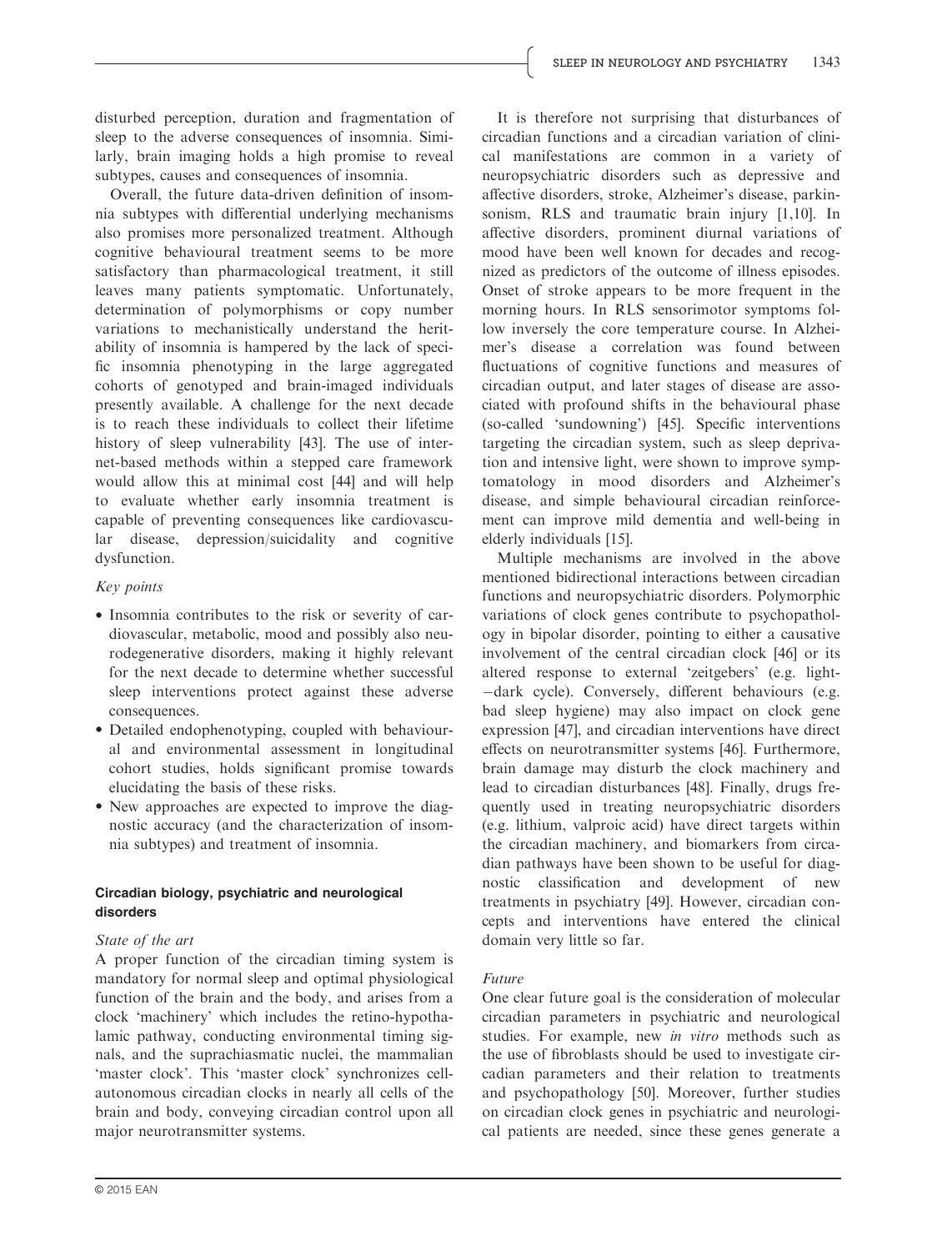disturbed perception, duration and fragmentation of sleep to the adverse consequences of insomnia. Similarly, brain imaging holds a high promise to reveal subtypes, causes and consequences of insomnia.

Overall, the future data-driven definition of insomnia subtypes with differential underlying mechanisms also promises more personalized treatment. Although cognitive behavioural treatment seems to be more satisfactory than pharmacological treatment, it still leaves many patients symptomatic. Unfortunately, determination of polymorphisms or copy number variations to mechanistically understand the heritability of insomnia is hampered by the lack of specific insomnia phenotyping in the large aggregated cohorts of genotyped and brain-imaged individuals presently available. A challenge for the next decade is to reach these individuals to collect their lifetime history of sleep vulnerability [43]. The use of internet-based methods within a stepped care framework would allow this at minimal cost [44] and will help to evaluate whether early insomnia treatment is capable of preventing consequences like cardiovascular disease, depression/suicidality and cognitive dysfunction.

*Key points*

- Insomnia contributes to the risk or severity of cardiovascular, metabolic, mood and possibly also neurodegenerative disorders, making it highly relevant for the next decade to determine whether successful sleep interventions protect against these adverse consequences.
- Detailed endophenotyping, coupled with behavioural and environmental assessment in longitudinal cohort studies, holds significant promise towards elucidating the basis of these risks.
- New approaches are expected to improve the diagnostic accuracy (and the characterization of insomnia subtypes) and treatment of insomnia.

### Circadian biology, psychiatric and neurological disorders

*State of the art*

A proper function of the circadian timing system is mandatory for normal sleep and optimal physiological function of the brain and the body, and arises from a clock 'machinery' which includes the retino-hypothalamic pathway, conducting environmental timing signals, and the suprachiasmatic nuclei, the mammalian 'master clock'. This 'master clock' synchronizes cell-autonomous circadian clocks in nearly all cells of the brain and body, conveying circadian control upon all major neurotransmitter systems.

It is therefore not surprising that disturbances of circadian functions and a circadian variation of clinical manifestations are common in a variety of neuropsychiatric disorders such as depressive and affective disorders, stroke, Alzheimer's disease, parkinsonism, RLS and traumatic brain injury [1,10]. In affective disorders, prominent diurnal variations of mood have been well known for decades and recognized as predictors of the outcome of illness episodes. Onset of stroke appears to be more frequent in the morning hours. In RLS sensorimotor symptoms follow inversely the core temperature course. In Alzheimer's disease a correlation was found between fluctuations of cognitive functions and measures of circadian output, and later stages of disease are associated with profound shifts in the behavioural phase (so-called 'sundowning') [45]. Specific interventions targeting the circadian system, such as sleep deprivation and intensive light, were shown to improve symptomatology in mood disorders and Alzheimer's disease, and simple behavioural circadian reinforcement can improve mild dementia and well-being in elderly individuals [15].

Multiple mechanisms are involved in the above mentioned bidirectional interactions between circadian functions and neuropsychiatric disorders. Polymorphic variations of clock genes contribute to psychopathology in bipolar disorder, pointing to either a causative involvement of the central circadian clock [46] or its altered response to external 'zeitgebers' (e.g. light–dark cycle). Conversely, different behaviours (e.g. bad sleep hygiene) may also impact on clock gene expression [47], and circadian interventions have direct effects on neurotransmitter systems [46]. Furthermore, brain damage may disturb the clock machinery and lead to circadian disturbances [48]. Finally, drugs frequently used in treating neuropsychiatric disorders (e.g. lithium, valproic acid) have direct targets within the circadian machinery, and biomarkers from circadian pathways have been shown to be useful for diagnostic classification and development of new treatments in psychiatry [49]. However, circadian concepts and interventions have entered the clinical domain very little so far.

*Future*

One clear future goal is the consideration of molecular circadian parameters in psychiatric and neurological studies. For example, new *in vitro* methods such as the use of fibroblasts should be used to investigate circadian parameters and their relation to treatments and psychopathology [50]. Moreover, further studies on circadian clock genes in psychiatric and neurological patients are needed, since these genes generate a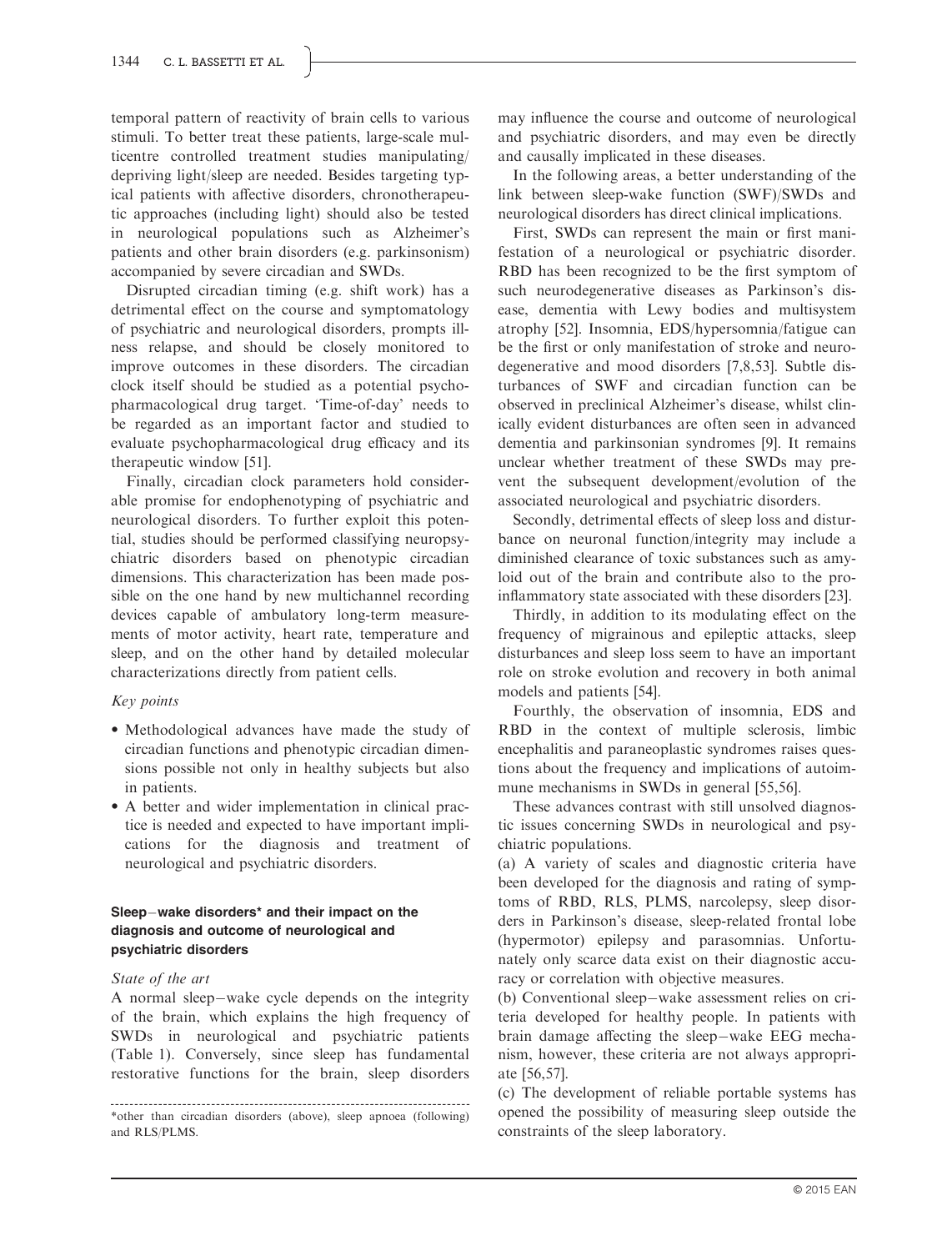temporal pattern of reactivity of brain cells to various stimuli. To better treat these patients, large-scale multicentre controlled treatment studies manipulating/depriving light/sleep are needed. Besides targeting typical patients with affective disorders, chronotherapeutic approaches (including light) should also be tested in neurological populations such as Alzheimer's patients and other brain disorders (e.g. parkinsonism) accompanied by severe circadian and SWDs.

Disrupted circadian timing (e.g. shift work) has a detrimental effect on the course and symptomatology of psychiatric and neurological disorders, prompts illness relapse, and should be closely monitored to improve outcomes in these disorders. The circadian clock itself should be studied as a potential psychopharmacological drug target. 'Time-of-day' needs to be regarded as an important factor and studied to evaluate psychopharmacological drug efficacy and its therapeutic window [51].

Finally, circadian clock parameters hold considerable promise for endophenotyping of psychiatric and neurological disorders. To further exploit this potential, studies should be performed classifying neuropsychiatric disorders based on phenotypic circadian dimensions. This characterization has been made possible on the one hand by new multichannel recording devices capable of ambulatory long-term measurements of motor activity, heart rate, temperature and sleep, and on the other hand by detailed molecular characterizations directly from patient cells.

*Key points*

- Methodological advances have made the study of circadian functions and phenotypic circadian dimensions possible not only in healthy subjects but also in patients.
- A better and wider implementation in clinical practice is needed and expected to have important implications for the diagnosis and treatment of neurological and psychiatric disorders.

### Sleep–wake disorders* and their impact on the diagnosis and outcome of neurological and psychiatric disorders

*State of the art*

A normal sleep–wake cycle depends on the integrity of the brain, which explains the high frequency of SWDs in neurological and psychiatric patients (Table 1). Conversely, since sleep has fundamental restorative functions for the brain, sleep disorders may influence the course and outcome of neurological and psychiatric disorders, and may even be directly and causally implicated in these diseases.

In the following areas, a better understanding of the link between sleep-wake function (SWF)/SWDs and neurological disorders has direct clinical implications.

First, SWDs can represent the main or first manifestation of a neurological or psychiatric disorder. RBD has been recognized to be the first symptom of such neurodegenerative diseases as Parkinson's disease, dementia with Lewy bodies and multisystem atrophy [52]. Insomnia, EDS/hypersomnia/fatigue can be the first or only manifestation of stroke and neurodegenerative and mood disorders [7,8,53]. Subtle disturbances of SWF and circadian function can be observed in preclinical Alzheimer's disease, whilst clinically evident disturbances are often seen in advanced dementia and parkinsonian syndromes [9]. It remains unclear whether treatment of these SWDs may prevent the subsequent development/evolution of the associated neurological and psychiatric disorders.

Secondly, detrimental effects of sleep loss and disturbance on neuronal function/integrity may include a diminished clearance of toxic substances such as amyloid out of the brain and contribute also to the proinflammatory state associated with these disorders [23].

Thirdly, in addition to its modulating effect on the frequency of migrainous and epileptic attacks, sleep disturbances and sleep loss seem to have an important role on stroke evolution and recovery in both animal models and patients [54].

Fourthly, the observation of insomnia, EDS and RBD in the context of multiple sclerosis, limbic encephalitis and paraneoplastic syndromes raises questions about the frequency and implications of autoimmune mechanisms in SWDs in general [55,56].

These advances contrast with still unsolved diagnostic issues concerning SWDs in neurological and psychiatric populations.

(a) A variety of scales and diagnostic criteria have been developed for the diagnosis and rating of symptoms of RBD, RLS, PLMS, narcolepsy, sleep disorders in Parkinson's disease, sleep-related frontal lobe (hypermotor) epilepsy and parasomnias. Unfortunately only scarce data exist on their diagnostic accuracy or correlation with objective measures.

(b) Conventional sleep–wake assessment relies on criteria developed for healthy people. In patients with brain damage affecting the sleep–wake EEG mechanism, however, these criteria are not always appropriate [56,57].

(c) The development of reliable portable systems has opened the possibility of measuring sleep outside the constraints of the sleep laboratory.

*other than circadian disorders (above), sleep apnoea (following) and RLS/PLMS.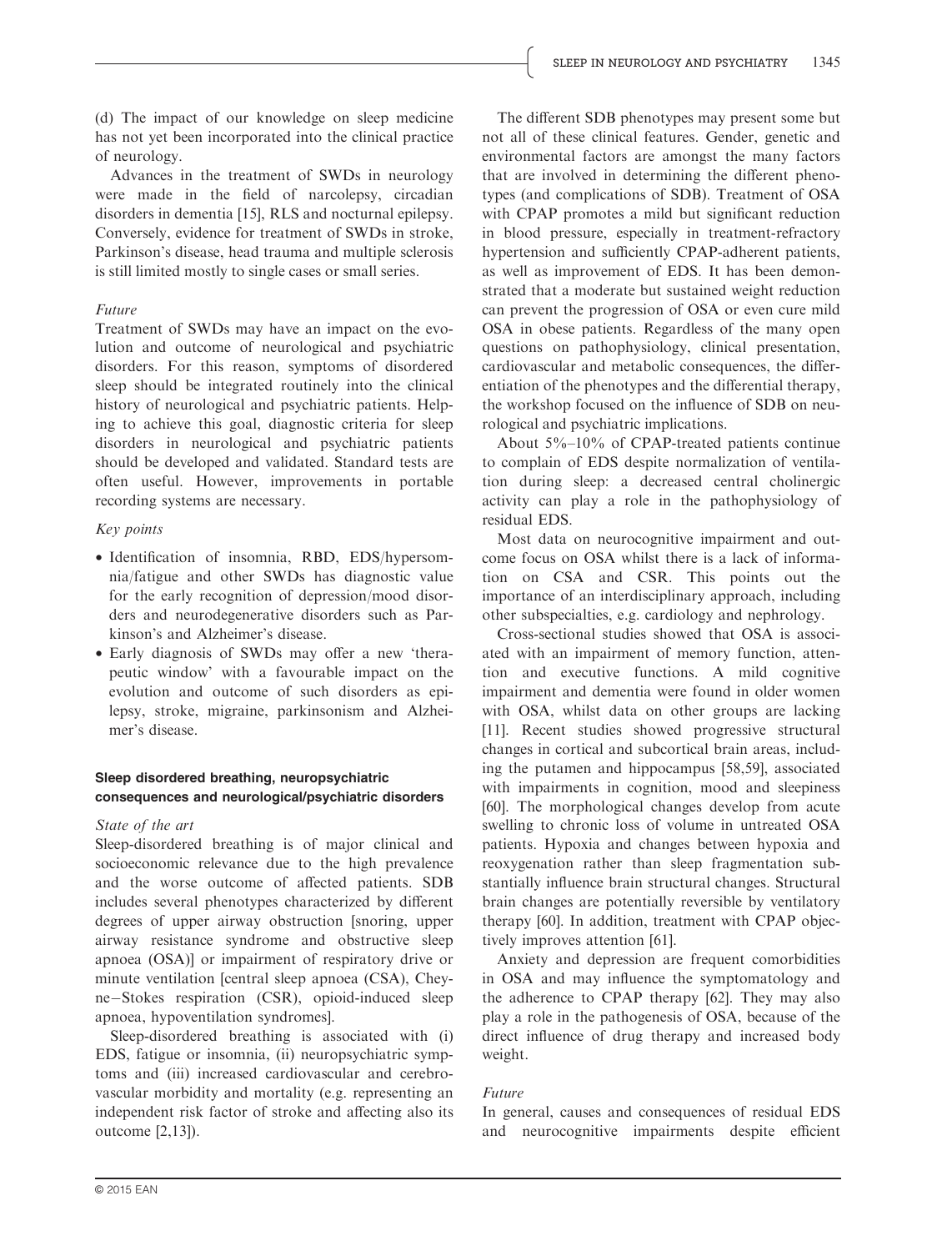(d) The impact of our knowledge on sleep medicine has not yet been incorporated into the clinical practice of neurology.

Advances in the treatment of SWDs in neurology were made in the field of narcolepsy, circadian disorders in dementia [15], RLS and nocturnal epilepsy. Conversely, evidence for treatment of SWDs in stroke, Parkinson's disease, head trauma and multiple sclerosis is still limited mostly to single cases or small series.

*Future*

Treatment of SWDs may have an impact on the evolution and outcome of neurological and psychiatric disorders. For this reason, symptoms of disordered sleep should be integrated routinely into the clinical history of neurological and psychiatric patients. Helping to achieve this goal, diagnostic criteria for sleep disorders in neurological and psychiatric patients should be developed and validated. Standard tests are often useful. However, improvements in portable recording systems are necessary.

*Key points*

- Identification of insomnia, RBD, EDS/hypersomnia/fatigue and other SWDs has diagnostic value for the early recognition of depression/mood disorders and neurodegenerative disorders such as Parkinson's and Alzheimer's disease.
- Early diagnosis of SWDs may offer a new 'therapeutic window' with a favourable impact on the evolution and outcome of such disorders as epilepsy, stroke, migraine, parkinsonism and Alzheimer's disease.

### Sleep disordered breathing, neuropsychiatric consequences and neurological/psychiatric disorders

*State of the art*

Sleep-disordered breathing is of major clinical and socioeconomic relevance due to the high prevalence and the worse outcome of affected patients. SDB includes several phenotypes characterized by different degrees of upper airway obstruction [snoring, upper airway resistance syndrome and obstructive sleep apnoea (OSA)] or impairment of respiratory drive or minute ventilation [central sleep apnoea (CSA), Cheyne–Stokes respiration (CSR), opioid-induced sleep apnoea, hypoventilation syndromes].

Sleep-disordered breathing is associated with (i) EDS, fatigue or insomnia, (ii) neuropsychiatric symptoms and (iii) increased cardiovascular and cerebrovascular morbidity and mortality (e.g. representing an independent risk factor of stroke and affecting also its outcome [2,13]).

The different SDB phenotypes may present some but not all of these clinical features. Gender, genetic and environmental factors are amongst the many factors that are involved in determining the different phenotypes (and complications of SDB). Treatment of OSA with CPAP promotes a mild but significant reduction in blood pressure, especially in treatment-refractory hypertension and sufficiently CPAP-adherent patients, as well as improvement of EDS. It has been demonstrated that a moderate but sustained weight reduction can prevent the progression of OSA or even cure mild OSA in obese patients. Regardless of the many open questions on pathophysiology, clinical presentation, cardiovascular and metabolic consequences, the differentiation of the phenotypes and the differential therapy, the workshop focused on the influence of SDB on neurological and psychiatric implications.

About 5%–10% of CPAP-treated patients continue to complain of EDS despite normalization of ventilation during sleep: a decreased central cholinergic activity can play a role in the pathophysiology of residual EDS.

Most data on neurocognitive impairment and outcome focus on OSA whilst there is a lack of information on CSA and CSR. This points out the importance of an interdisciplinary approach, including other subspecialties, e.g. cardiology and nephrology.

Cross-sectional studies showed that OSA is associated with an impairment of memory function, attention and executive functions. A mild cognitive impairment and dementia were found in older women with OSA, whilst data on other groups are lacking [11]. Recent studies showed progressive structural changes in cortical and subcortical brain areas, including the putamen and hippocampus [58,59], associated with impairments in cognition, mood and sleepiness [60]. The morphological changes develop from acute swelling to chronic loss of volume in untreated OSA patients. Hypoxia and changes between hypoxia and reoxygenation rather than sleep fragmentation substantially influence brain structural changes. Structural brain changes are potentially reversible by ventilatory therapy [60]. In addition, treatment with CPAP objectively improves attention [61].

Anxiety and depression are frequent comorbidities in OSA and may influence the symptomatology and the adherence to CPAP therapy [62]. They may also play a role in the pathogenesis of OSA, because of the direct influence of drug therapy and increased body weight.

*Future*

In general, causes and consequences of residual EDS and neurocognitive impairments despite efficient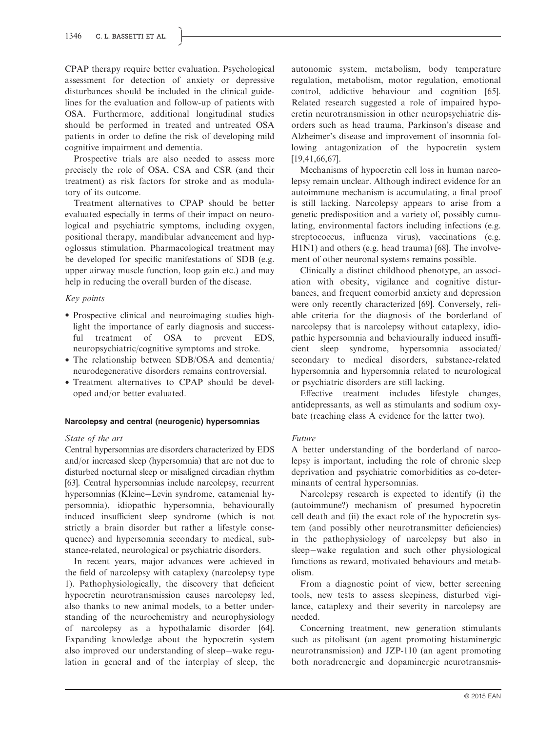CPAP therapy require better evaluation. Psychological assessment for detection of anxiety or depressive disturbances should be included in the clinical guidelines for the evaluation and follow-up of patients with OSA. Furthermore, additional longitudinal studies should be performed in treated and untreated OSA patients in order to define the risk of developing mild cognitive impairment and dementia.

Prospective trials are also needed to assess more precisely the role of OSA, CSA and CSR (and their treatment) as risk factors for stroke and as modulatory of its outcome.

Treatment alternatives to CPAP should be better evaluated especially in terms of their impact on neurological and psychiatric symptoms, including oxygen, positional therapy, mandibular advancement and hypoglossus stimulation. Pharmacological treatment may be developed for specific manifestations of SDB (e.g. upper airway muscle function, loop gain etc.) and may help in reducing the overall burden of the disease.

*Key points*

- Prospective clinical and neuroimaging studies highlight the importance of early diagnosis and successful treatment of OSA to prevent EDS, neuropsychiatric/cognitive symptoms and stroke.
- The relationship between SDB/OSA and dementia/neurodegenerative disorders remains controversial.
- Treatment alternatives to CPAP should be developed and/or better evaluated.

#### Narcolepsy and central (neurogenic) hypersomnias

*State of the art*

Central hypersomnias are disorders characterized by EDS and/or increased sleep (hypersomnia) that are not due to disturbed nocturnal sleep or misaligned circadian rhythm [63]. Central hypersomnias include narcolepsy, recurrent hypersomnias (Kleine–Levin syndrome, catamenial hypersomnia), idiopathic hypersomnia, behaviourally induced insufficient sleep syndrome (which is not strictly a brain disorder but rather a lifestyle consequence) and hypersomnia secondary to medical, substance-related, neurological or psychiatric disorders.

In recent years, major advances were achieved in the field of narcolepsy with cataplexy (narcolepsy type 1). Pathophysiologically, the discovery that deficient hypocretin neurotransmission causes narcolepsy led, also thanks to new animal models, to a better understanding of the neurochemistry and neurophysiology of narcolepsy as a hypothalamic disorder [64]. Expanding knowledge about the hypocretin system also improved our understanding of sleep–wake regulation in general and of the interplay of sleep, the autonomic system, metabolism, body temperature regulation, metabolism, motor regulation, emotional control, addictive behaviour and cognition [65]. Related research suggested a role of impaired hypocretin neurotransmission in other neuropsychiatric disorders such as head trauma, Parkinson's disease and Alzheimer's disease and improvement of insomnia following antagonization of the hypocretin system [19,41,66,67].

Mechanisms of hypocretin cell loss in human narcolepsy remain unclear. Although indirect evidence for an autoimmune mechanism is accumulating, a final proof is still lacking. Narcolepsy appears to arise from a genetic predisposition and a variety of, possibly cumulating, environmental factors including infections (e.g. streptococcus, influenza virus), vaccinations (e.g. H1N1) and others (e.g. head trauma) [68]. The involvement of other neuronal systems remains possible.

Clinically a distinct childhood phenotype, an association with obesity, vigilance and cognitive disturbances, and frequent comorbid anxiety and depression were only recently characterized [69]. Conversely, reliable criteria for the diagnosis of the borderland of narcolepsy that is narcolepsy without cataplexy, idiopathic hypersomnia and behaviourally induced insufficient sleep syndrome, hypersomnia associated/secondary to medical disorders, substance-related hypersomnia and hypersomnia related to neurological or psychiatric disorders are still lacking.

Effective treatment includes lifestyle changes, antidepressants, as well as stimulants and sodium oxybate (reaching class A evidence for the latter two).

*Future*

A better understanding of the borderland of narcolepsy is important, including the role of chronic sleep deprivation and psychiatric comorbidities as co-determinants of central hypersomnias.

Narcolepsy research is expected to identify (i) the (autoimmune?) mechanism of presumed hypocretin cell death and (ii) the exact role of the hypocretin system (and possibly other neurotransmitter deficiencies) in the pathophysiology of narcolepsy but also in sleep–wake regulation and such other physiological functions as reward, motivated behaviours and metabolism.

From a diagnostic point of view, better screening tools, new tests to assess sleepiness, disturbed vigilance, cataplexy and their severity in narcolepsy are needed.

Concerning treatment, new generation stimulants such as pitolisant (an agent promoting histaminergic neurotransmission) and JZP-110 (an agent promoting both noradrenergic and dopaminergic neurotransmis-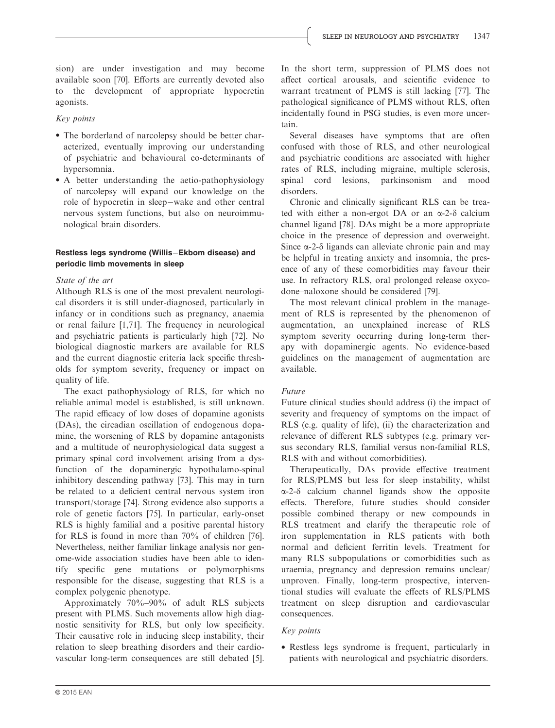sion) are under investigation and may become available soon [70]. Efforts are currently devoted also to the development of appropriate hypocretin agonists.

*Key points*

- The borderland of narcolepsy should be better characterized, eventually improving our understanding of psychiatric and behavioural co-determinants of hypersomnia.
- A better understanding the aetio-pathophysiology of narcolepsy will expand our knowledge on the role of hypocretin in sleep–wake and other central nervous system functions, but also on neuroimmunological brain disorders.

#### Restless legs syndrome (Willis–Ekbom disease) and periodic limb movements in sleep

*State of the art*

Although RLS is one of the most prevalent neurological disorders it is still under-diagnosed, particularly in infancy or in conditions such as pregnancy, anaemia or renal failure [1,71]. The frequency in neurological and psychiatric patients is particularly high [72]. No biological diagnostic markers are available for RLS and the current diagnostic criteria lack specific thresholds for symptom severity, frequency or impact on quality of life.

The exact pathophysiology of RLS, for which no reliable animal model is established, is still unknown. The rapid efficacy of low doses of dopamine agonists (DAs), the circadian oscillation of endogenous dopamine, the worsening of RLS by dopamine antagonists and a multitude of neurophysiological data suggest a primary spinal cord involvement arising from a dysfunction of the dopaminergic hypothalamo-spinal inhibitory descending pathway [73]. This may in turn be related to a deficient central nervous system iron transport/storage [74]. Strong evidence also supports a role of genetic factors [75]. In particular, early-onset RLS is highly familial and a positive parental history for RLS is found in more than 70% of children [76]. Nevertheless, neither familiar linkage analysis nor genome-wide association studies have been able to identify specific gene mutations or polymorphisms responsible for the disease, suggesting that RLS is a complex polygenic phenotype.

Approximately 70%–90% of adult RLS subjects present with PLMS. Such movements allow high diagnostic sensitivity for RLS, but only low specificity. Their causative role in inducing sleep instability, their relation to sleep breathing disorders and their cardiovascular long-term consequences are still debated [5]. In the short term, suppression of PLMS does not affect cortical arousals, and scientific evidence to warrant treatment of PLMS is still lacking [77]. The pathological significance of PLMS without RLS, often incidentally found in PSG studies, is even more uncertain.

Several diseases have symptoms that are often confused with those of RLS, and other neurological and psychiatric conditions are associated with higher rates of RLS, including migraine, multiple sclerosis, spinal cord lesions, parkinsonism and mood disorders.

Chronic and clinically significant RLS can be treated with either a non-ergot DA or an $\alpha$-2-$\delta$ calcium channel ligand [78]. DAs might be a more appropriate choice in the presence of depression and overweight. Since $\alpha$-2-$\delta$ ligands can alleviate chronic pain and may be helpful in treating anxiety and insomnia, the presence of any of these comorbidities may favour their use. In refractory RLS, oral prolonged release oxycodone–naloxone should be considered [79].

The most relevant clinical problem in the management of RLS is represented by the phenomenon of augmentation, an unexplained increase of RLS symptom severity occurring during long-term therapy with dopaminergic agents. No evidence-based guidelines on the management of augmentation are available.

*Future*

Future clinical studies should address (i) the impact of severity and frequency of symptoms on the impact of RLS (e.g. quality of life), (ii) the characterization and relevance of different RLS subtypes (e.g. primary versus secondary RLS, familial versus non-familial RLS, RLS with and without comorbidities).

Therapeutically, DAs provide effective treatment for RLS/PLMS but less for sleep instability, whilst $\alpha$-2-$\delta$ calcium channel ligands show the opposite effects. Therefore, future studies should consider possible combined therapy or new compounds in RLS treatment and clarify the therapeutic role of iron supplementation in RLS patients with both normal and deficient ferritin levels. Treatment for many RLS subpopulations or comorbidities such as uraemia, pregnancy and depression remains unclear/unproven. Finally, long-term prospective, interventional studies will evaluate the effects of RLS/PLMS treatment on sleep disruption and cardiovascular consequences.

*Key points*

- Restless legs syndrome is frequent, particularly in patients with neurological and psychiatric disorders.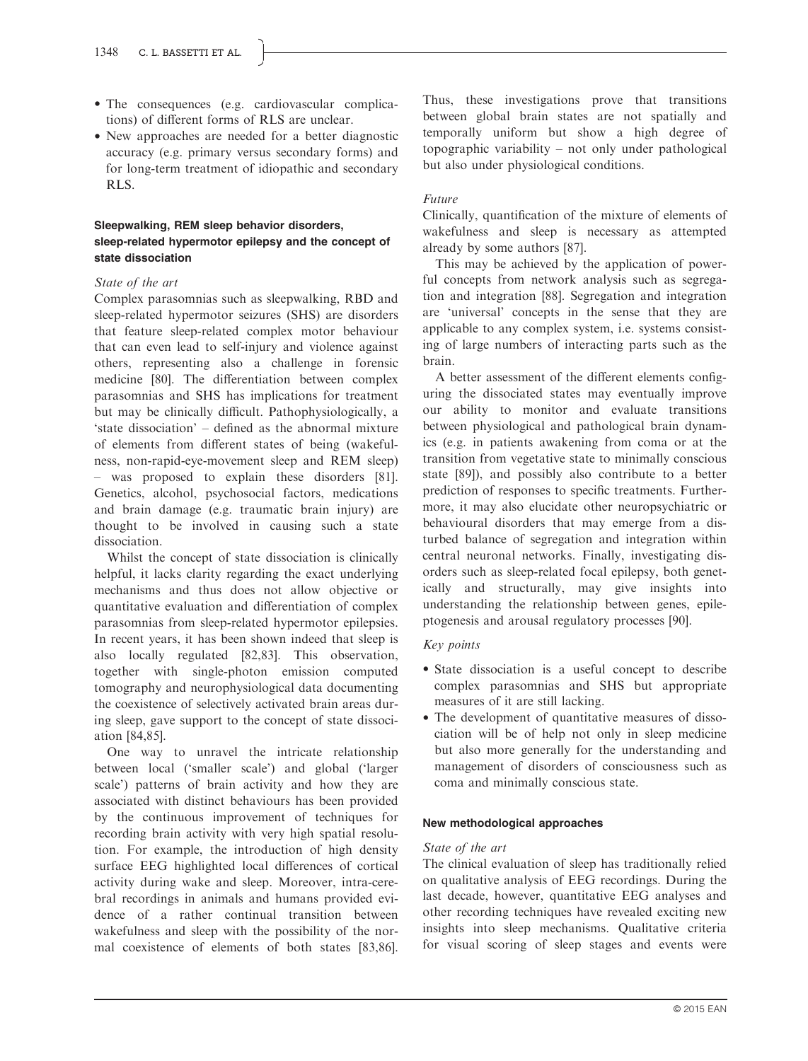- The consequences (e.g. cardiovascular complications) of different forms of RLS are unclear.
- New approaches are needed for a better diagnostic accuracy (e.g. primary versus secondary forms) and for long-term treatment of idiopathic and secondary RLS.

### Sleepwalking, REM sleep behavior disorders, sleep-related hypermotor epilepsy and the concept of state dissociation

#### *State of the art*

Complex parasomnias such as sleepwalking, RBD and sleep-related hypermotor seizures (SHS) are disorders that feature sleep-related complex motor behaviour that can even lead to self-injury and violence against others, representing also a challenge in forensic medicine [80]. The differentiation between complex parasomnias and SHS has implications for treatment but may be clinically difficult. Pathophysiologically, a 'state dissociation' – defined as the abnormal mixture of elements from different states of being (wakefulness, non-rapid-eye-movement sleep and REM sleep) – was proposed to explain these disorders [81]. Genetics, alcohol, psychosocial factors, medications and brain damage (e.g. traumatic brain injury) are thought to be involved in causing such a state dissociation.

Whilst the concept of state dissociation is clinically helpful, it lacks clarity regarding the exact underlying mechanisms and thus does not allow objective or quantitative evaluation and differentiation of complex parasomnias from sleep-related hypermotor epilepsies. In recent years, it has been shown indeed that sleep is also locally regulated [82,83]. This observation, together with single-photon emission computed tomography and neurophysiological data documenting the coexistence of selectively activated brain areas during sleep, gave support to the concept of state dissociation [84,85].

One way to unravel the intricate relationship between local ('smaller scale') and global ('larger scale') patterns of brain activity and how they are associated with distinct behaviours has been provided by the continuous improvement of techniques for recording brain activity with very high spatial resolution. For example, the introduction of high density surface EEG highlighted local differences of cortical activity during wake and sleep. Moreover, intra-cerebral recordings in animals and humans provided evidence of a rather continual transition between wakefulness and sleep with the possibility of the normal coexistence of elements of both states [83,86]. Thus, these investigations prove that transitions between global brain states are not spatially and temporally uniform but show a high degree of topographic variability – not only under pathological but also under physiological conditions.

#### *Future*

Clinically, quantification of the mixture of elements of wakefulness and sleep is necessary as attempted already by some authors [87].

This may be achieved by the application of powerful concepts from network analysis such as segregation and integration [88]. Segregation and integration are 'universal' concepts in the sense that they are applicable to any complex system, i.e. systems consisting of large numbers of interacting parts such as the brain.

A better assessment of the different elements configuring the dissociated states may eventually improve our ability to monitor and evaluate transitions between physiological and pathological brain dynamics (e.g. in patients awakening from coma or at the transition from vegetative state to minimally conscious state [89]), and possibly also contribute to a better prediction of responses to specific treatments. Furthermore, it may also elucidate other neuropsychiatric or behavioural disorders that may emerge from a disturbed balance of segregation and integration within central neuronal networks. Finally, investigating disorders such as sleep-related focal epilepsy, both genetically and structurally, may give insights into understanding the relationship between genes, epileptogenesis and arousal regulatory processes [90].

#### *Key points*

- State dissociation is a useful concept to describe complex parasomnias and SHS but appropriate measures of it are still lacking.
- The development of quantitative measures of dissociation will be of help not only in sleep medicine but also more generally for the understanding and management of disorders of consciousness such as coma and minimally conscious state.

### New methodological approaches

#### *State of the art*

The clinical evaluation of sleep has traditionally relied on qualitative analysis of EEG recordings. During the last decade, however, quantitative EEG analyses and other recording techniques have revealed exciting new insights into sleep mechanisms. Qualitative criteria for visual scoring of sleep stages and events were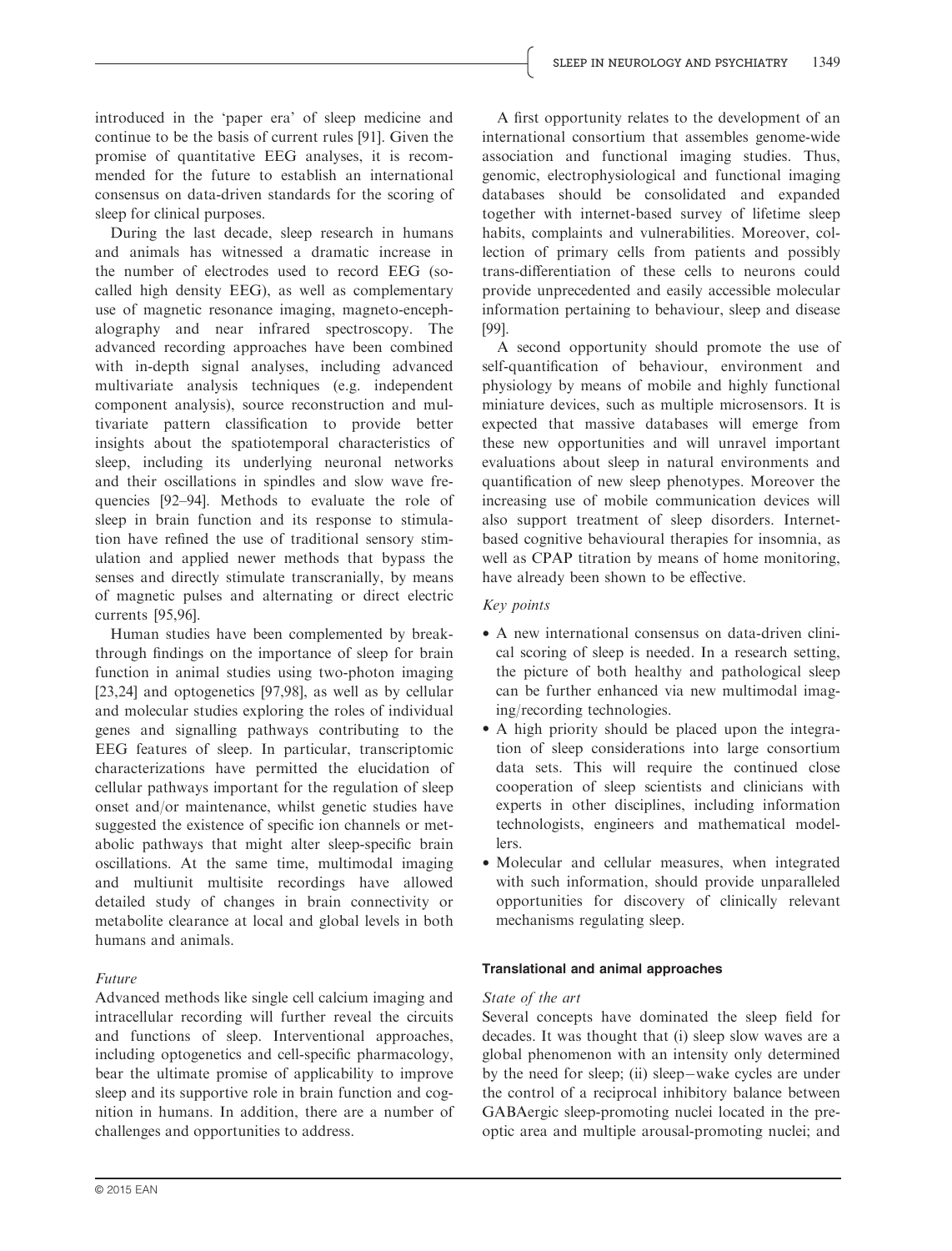introduced in the 'paper era' of sleep medicine and continue to be the basis of current rules [91]. Given the promise of quantitative EEG analyses, it is recommended for the future to establish an international consensus on data-driven standards for the scoring of sleep for clinical purposes.

During the last decade, sleep research in humans and animals has witnessed a dramatic increase in the number of electrodes used to record EEG (so-called high density EEG), as well as complementary use of magnetic resonance imaging, magneto-encephalography and near infrared spectroscopy. The advanced recording approaches have been combined with in-depth signal analyses, including advanced multivariate analysis techniques (e.g. independent component analysis), source reconstruction and multivariate pattern classification to provide better insights about the spatiotemporal characteristics of sleep, including its underlying neuronal networks and their oscillations in spindles and slow wave frequencies [92–94]. Methods to evaluate the role of sleep in brain function and its response to stimulation have refined the use of traditional sensory stimulation and applied newer methods that bypass the senses and directly stimulate transcranially, by means of magnetic pulses and alternating or direct electric currents [95,96].

Human studies have been complemented by breakthrough findings on the importance of sleep for brain function in animal studies using two-photon imaging [23,24] and optogenetics [97,98], as well as by cellular and molecular studies exploring the roles of individual genes and signalling pathways contributing to the EEG features of sleep. In particular, transcriptomic characterizations have permitted the elucidation of cellular pathways important for the regulation of sleep onset and/or maintenance, whilst genetic studies have suggested the existence of specific ion channels or metabolic pathways that might alter sleep-specific brain oscillations. At the same time, multimodal imaging and multiunit multisite recordings have allowed detailed study of changes in brain connectivity or metabolite clearance at local and global levels in both humans and animals.

*Future*

Advanced methods like single cell calcium imaging and intracellular recording will further reveal the circuits and functions of sleep. Interventional approaches, including optogenetics and cell-specific pharmacology, bear the ultimate promise of applicability to improve sleep and its supportive role in brain function and cognition in humans. In addition, there are a number of challenges and opportunities to address.

A first opportunity relates to the development of an international consortium that assembles genome-wide association and functional imaging studies. Thus, genomic, electrophysiological and functional imaging databases should be consolidated and expanded together with internet-based survey of lifetime sleep habits, complaints and vulnerabilities. Moreover, collection of primary cells from patients and possibly trans-differentiation of these cells to neurons could provide unprecedented and easily accessible molecular information pertaining to behaviour, sleep and disease [99].

A second opportunity should promote the use of self-quantification of behaviour, environment and physiology by means of mobile and highly functional miniature devices, such as multiple microsensors. It is expected that massive databases will emerge from these new opportunities and will unravel important evaluations about sleep in natural environments and quantification of new sleep phenotypes. Moreover the increasing use of mobile communication devices will also support treatment of sleep disorders. Internet-based cognitive behavioural therapies for insomnia, as well as CPAP titration by means of home monitoring, have already been shown to be effective.

*Key points*

- A new international consensus on data-driven clinical scoring of sleep is needed. In a research setting, the picture of both healthy and pathological sleep can be further enhanced via new multimodal imaging/recording technologies.
- A high priority should be placed upon the integration of sleep considerations into large consortium data sets. This will require the continued close cooperation of sleep scientists and clinicians with experts in other disciplines, including information technologists, engineers and mathematical modellers.
- Molecular and cellular measures, when integrated with such information, should provide unparalleled opportunities for discovery of clinically relevant mechanisms regulating sleep.

### Translational and animal approaches

*State of the art*

Several concepts have dominated the sleep field for decades. It was thought that (i) sleep slow waves are a global phenomenon with an intensity only determined by the need for sleep; (ii) sleep–wake cycles are under the control of a reciprocal inhibitory balance between GABAergic sleep-promoting nuclei located in the preoptic area and multiple arousal-promoting nuclei; and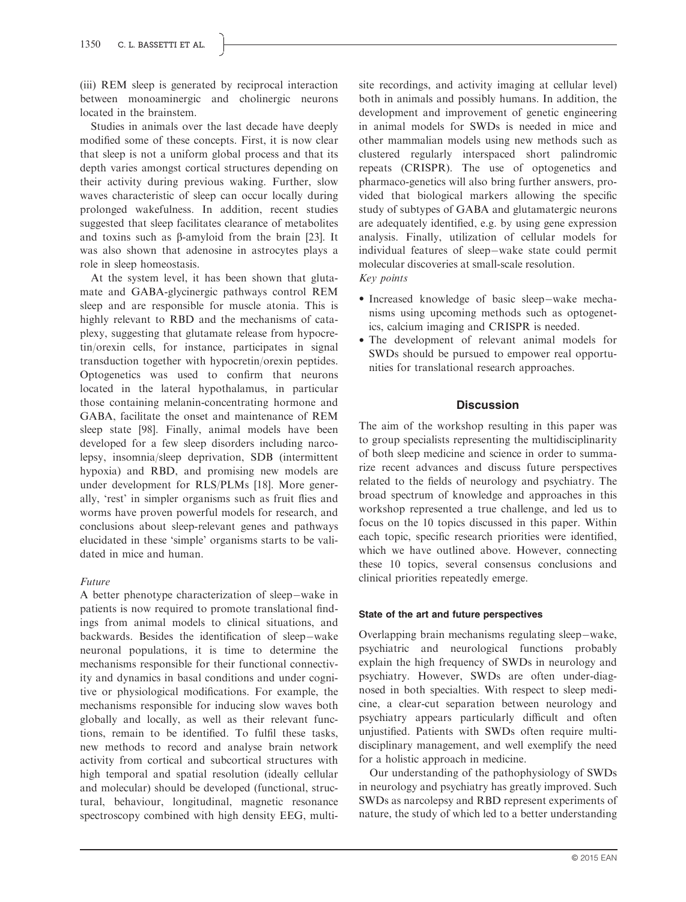(iii) REM sleep is generated by reciprocal interaction between monoaminergic and cholinergic neurons located in the brainstem.

Studies in animals over the last decade have deeply modified some of these concepts. First, it is now clear that sleep is not a uniform global process and that its depth varies amongst cortical structures depending on their activity during previous waking. Further, slow waves characteristic of sleep can occur locally during prolonged wakefulness. In addition, recent studies suggested that sleep facilitates clearance of metabolites and toxins such as β-amyloid from the brain [23]. It was also shown that adenosine in astrocytes plays a role in sleep homeostasis.

At the system level, it has been shown that glutamate and GABA-glycinergic pathways control REM sleep and are responsible for muscle atonia. This is highly relevant to RBD and the mechanisms of cataplexy, suggesting that glutamate release from hypocretin/orexin cells, for instance, participates in signal transduction together with hypocretin/orexin peptides. Optogenetics was used to confirm that neurons located in the lateral hypothalamus, in particular those containing melanin-concentrating hormone and GABA, facilitate the onset and maintenance of REM sleep state [98]. Finally, animal models have been developed for a few sleep disorders including narcolepsy, insomnia/sleep deprivation, SDB (intermittent hypoxia) and RBD, and promising new models are under development for RLS/PLMs [18]. More generally, 'rest' in simpler organisms such as fruit flies and worms have proven powerful models for research, and conclusions about sleep-relevant genes and pathways elucidated in these 'simple' organisms starts to be validated in mice and human.

*Future*

A better phenotype characterization of sleep–wake in patients is now required to promote translational findings from animal models to clinical situations, and backwards. Besides the identification of sleep–wake neuronal populations, it is time to determine the mechanisms responsible for their functional connectivity and dynamics in basal conditions and under cognitive or physiological modifications. For example, the mechanisms responsible for inducing slow waves both globally and locally, as well as their relevant functions, remain to be identified. To fulfil these tasks, new methods to record and analyse brain network activity from cortical and subcortical structures with high temporal and spatial resolution (ideally cellular and molecular) should be developed (functional, structural, behaviour, longitudinal, magnetic resonance spectroscopy combined with high density EEG, multi-site recordings, and activity imaging at cellular level) both in animals and possibly humans. In addition, the development and improvement of genetic engineering in animal models for SWDs is needed in mice and other mammalian models using new methods such as clustered regularly interspaced short palindromic repeats (CRISPR). The use of optogenetics and pharmaco-genetics will also bring further answers, provided that biological markers allowing the specific study of subtypes of GABA and glutamatergic neurons are adequately identified, e.g. by using gene expression analysis. Finally, utilization of cellular models for individual features of sleep–wake state could permit molecular discoveries at small-scale resolution.

*Key points*

- Increased knowledge of basic sleep–wake mechanisms using upcoming methods such as optogenetics, calcium imaging and CRISPR is needed.
- The development of relevant animal models for SWDs should be pursued to empower real opportunities for translational research approaches.

## Discussion

The aim of the workshop resulting in this paper was to group specialists representing the multidisciplinarity of both sleep medicine and science in order to summarize recent advances and discuss future perspectives related to the fields of neurology and psychiatry. The broad spectrum of knowledge and approaches in this workshop represented a true challenge, and led us to focus on the 10 topics discussed in this paper. Within each topic, specific research priorities were identified, which we have outlined above. However, connecting these 10 topics, several consensus conclusions and clinical priorities repeatedly emerge.

### State of the art and future perspectives

Overlapping brain mechanisms regulating sleep–wake, psychiatric and neurological functions probably explain the high frequency of SWDs in neurology and psychiatry. However, SWDs are often under-diagnosed in both specialties. With respect to sleep medicine, a clear-cut separation between neurology and psychiatry appears particularly difficult and often unjustified. Patients with SWDs often require multidisciplinary management, and well exemplify the need for a holistic approach in medicine.

Our understanding of the pathophysiology of SWDs in neurology and psychiatry has greatly improved. Such SWDs as narcolepsy and RBD represent experiments of nature, the study of which led to a better understanding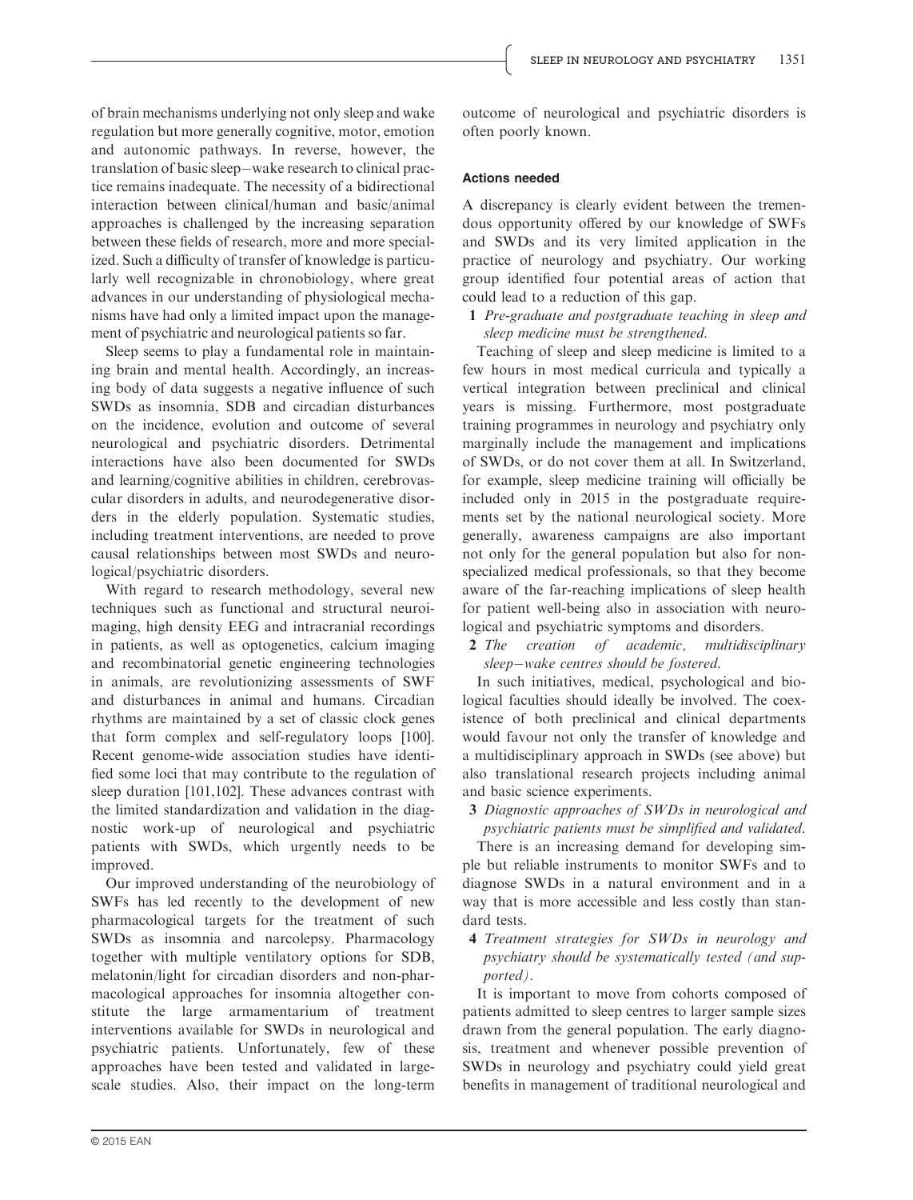of brain mechanisms underlying not only sleep and wake regulation but more generally cognitive, motor, emotion and autonomic pathways. In reverse, however, the translation of basic sleep–wake research to clinical practice remains inadequate. The necessity of a bidirectional interaction between clinical/human and basic/animal approaches is challenged by the increasing separation between these fields of research, more and more specialized. Such a difficulty of transfer of knowledge is particularly well recognizable in chronobiology, where great advances in our understanding of physiological mechanisms have had only a limited impact upon the management of psychiatric and neurological patients so far.

Sleep seems to play a fundamental role in maintaining brain and mental health. Accordingly, an increasing body of data suggests a negative influence of such SWDs as insomnia, SDB and circadian disturbances on the incidence, evolution and outcome of several neurological and psychiatric disorders. Detrimental interactions have also been documented for SWDs and learning/cognitive abilities in children, cerebrovascular disorders in adults, and neurodegenerative disorders in the elderly population. Systematic studies, including treatment interventions, are needed to prove causal relationships between most SWDs and neurological/psychiatric disorders.

With regard to research methodology, several new techniques such as functional and structural neuroimaging, high density EEG and intracranial recordings in patients, as well as optogenetics, calcium imaging and recombinatorial genetic engineering technologies in animals, are revolutionizing assessments of SWF and disturbances in animal and humans. Circadian rhythms are maintained by a set of classic clock genes that form complex and self-regulatory loops [100]. Recent genome-wide association studies have identified some loci that may contribute to the regulation of sleep duration [101,102]. These advances contrast with the limited standardization and validation in the diagnostic work-up of neurological and psychiatric patients with SWDs, which urgently needs to be improved.

Our improved understanding of the neurobiology of SWFs has led recently to the development of new pharmacological targets for the treatment of such SWDs as insomnia and narcolepsy. Pharmacology together with multiple ventilatory options for SDB, melatonin/light for circadian disorders and non-pharmacological approaches for insomnia altogether constitute the large armamentarium of treatment interventions available for SWDs in neurological and psychiatric patients. Unfortunately, few of these approaches have been tested and validated in large-scale studies. Also, their impact on the long-term outcome of neurological and psychiatric disorders is often poorly known.

#### Actions needed

A discrepancy is clearly evident between the tremendous opportunity offered by our knowledge of SWFs and SWDs and its very limited application in the practice of neurology and psychiatry. Our working group identified four potential areas of action that could lead to a reduction of this gap.

**1** *Pre-graduate and postgraduate teaching in sleep and sleep medicine must be strengthened.*

Teaching of sleep and sleep medicine is limited to a few hours in most medical curricula and typically a vertical integration between preclinical and clinical years is missing. Furthermore, most postgraduate training programmes in neurology and psychiatry only marginally include the management and implications of SWDs, or do not cover them at all. In Switzerland, for example, sleep medicine training will officially be included only in 2015 in the postgraduate requirements set by the national neurological society. More generally, awareness campaigns are also important not only for the general population but also for non-specialized medical professionals, so that they become aware of the far-reaching implications of sleep health for patient well-being also in association with neurological and psychiatric symptoms and disorders.

**2** *The creation of academic, multidisciplinary sleep–wake centres should be fostered.*

In such initiatives, medical, psychological and biological faculties should ideally be involved. The coexistence of both preclinical and clinical departments would favour not only the transfer of knowledge and a multidisciplinary approach in SWDs (see above) but also translational research projects including animal and basic science experiments.

**3** *Diagnostic approaches of SWDs in neurological and psychiatric patients must be simplified and validated.*

There is an increasing demand for developing simple but reliable instruments to monitor SWFs and to diagnose SWDs in a natural environment and in a way that is more accessible and less costly than standard tests.

**4** *Treatment strategies for SWDs in neurology and psychiatry should be systematically tested (and supported).*

It is important to move from cohorts composed of patients admitted to sleep centres to larger sample sizes drawn from the general population. The early diagnosis, treatment and whenever possible prevention of SWDs in neurology and psychiatry could yield great benefits in management of traditional neurological and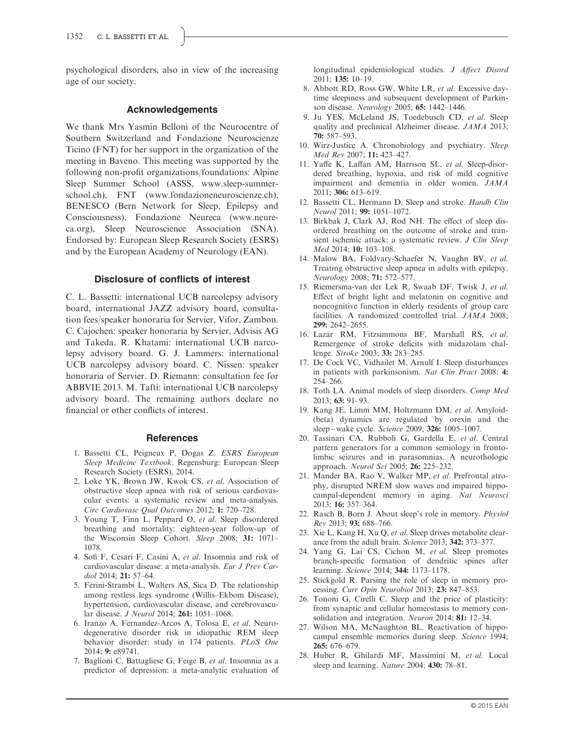psychological disorders, also in view of the increasing age of our society.

## Acknowledgements

We thank Mrs Yasmin Belloni of the Neurocentre of Southern Switzerland and Fondazione Neuroscienze Ticino (FNT) for her support in the organization of the meeting in Baveno. This meeting was supported by the following non-profit organizations/foundations: Alpine Sleep Summer School (ASSS, www.sleep-summer-school.ch), FNT (www.fondazioneneuroscienze.ch), BENESCO (Bern Network for Sleep, Epilepsy and Consciousness), Fondazione Neureca (www.neureca.org), Sleep Neuroscience Association (SNA). Endorsed by: European Sleep Research Society (ESRS) and by the European Academy of Neurology (EAN).

## Disclosure of conflicts of interest

C. L. Bassetti: international UCB narcolepsy advisory board, international JAZZ advisory board, consultation fees/speaker honoraria for Servier, Vifor, Zambon. C. Cajochen: speaker honoraria by Servier, Advisis AG and Takeda. R. Khatami: international UCB narcolepsy advisory board. G. J. Lammers: international UCB narcolepsy advisory board. C. Nissen: speaker honoraria of Servier. D. Riemann: consultation fee for ABBVIE 2013. M. Tafti: international UCB narcolepsy advisory board. The remaining authors declare no financial or other conflicts of interest.

## References

1. Bassetti CL, Peigneux P, Dogas Z. *ESRS European Sleep Medicine Textbook*. Regensburg: European Sleep Research Society (ESRS), 2014.
2. Loke YK, Brown JW, Kwok CS, *et al*. Association of obstructive sleep apnea with risk of serious cardiovascular events: a systematic review and meta-analysis. *Circ Cardiovasc Qual Outcomes* 2012; **1:** 720–728.
3. Young T, Finn L, Peppard O, *et al*. Sleep disordered breathing and mortality: eighteen-year follow-up of the Wisconsin Sleep Cohort. *Sleep* 2008; **31:** 1071–1078.
4. Sofi F, Cesari F, Casini A, *et al*. Insomnia and risk of cardiovascular disease: a meta-analysis. *Eur J Prev Cardiol* 2014; **21:** 57–64.
5. Ferini-Strambi L, Walters AS, Sica D. The relationship among restless legs syndrome (Willis–Ekbom Disease), hypertension, cardiovascular disease, and cerebrovascular disease. *J Neurol* 2014; **261:** 1051–1068.
6. Iranzo A, Fernandez-Arcos A, Tolosa E, *et al*. Neurodegenerative disorder risk in idiopathic REM sleep behavior disorder: study in 174 patients. *PLoS One* 2014; **9:** e89741.
7. Baglioni C, Battagliese G, Feige B, *et al*. Insomnia as a predictor of depression: a meta-analytic evaluation of longitudinal epidemiological studies. *J Affect Disord* 2011; **135:** 10–19.
8. Abbott RD, Ross GW, White LR, *et al*. Excessive daytime sleepiness and subsequent development of Parkinson disease. *Neurology* 2005; **65:** 1442–1446.
9. Ju YES, McLeland JS, Toedebusch CD, *et al*. Sleep quality and preclinical Alzheimer disease. *JAMA* 2013; **70:** 587–593.
10. Wirz-Justice A. Chronobiology and psychiatry. *Sleep Med Rev* 2007; **11:** 423–427.
11. Yaffe K, Laffan AM, Harrison SL, *et al*. Sleep-disordered breathing, hypoxia, and risk of mild cognitive impairment and dementia in older women. *JAMA* 2011; **306:** 613–619.
12. Bassetti CL, Hermann D. Sleep and stroke. *Handb Clin Neurol* 2011; **99:** 1051–1072.
13. Birkbak J, Clark AJ, Rod NH. The effect of sleep disordered breathing on the outcome of stroke and transient ischemic attack: a systematic review. *J Clin Sleep Med* 2014; **10:** 103–108.
14. Malow BA, Foldvary-Schaefer N, Vaughn BV, *et al*. Treating obstructive sleep apnea in adults with epilepsy. *Neurology* 2008; **71:** 572–577.
15. Riemersma-van der Lek R, Swaab DF, Twisk J, *et al*. Effect of bright light and melatonin on cognitive and noncognitive function in elderly residents of group care facilities. A randomized controlled trial. *JAMA* 2008; **299:** 2642–2655.
16. Lazar RM, Fitzsimmons BF, Marshall RS, *et al*. Remergence of stroke deficits with midazolam challenge. *Stroke* 2003; **33:** 283–285.
17. De Cock VC, Vidhailet M, Arnulf I. Sleep disturbances in patients with parkinsonism. *Nat Clin Pract* 2008; **4:** 254–266.
18. Toth LA. Animal models of sleep disorders. *Comp Med* 2013; **63:** 91–93.
19. Kang JE, Limm MM, Holtzmann DM, *et al*. Amyloid-(beta) dynamics are regulated by orexin and the sleep–wake cycle. *Science* 2009; **326:** 1005–1007.
20. Tassinari CA, Rubboli G, Gardella E, *et al*. Central pattern generators for a common semiology in fronto-limbic seizures and in parasomnias. A neurothologic approach. *Neurol Sci* 2005; **26:** 225–232.
21. Mander BA, Rao V, Walker MP, *et al*. Prefrontal atrophy, disrupted NREM slow waves and impaired hippocampal-dependent memory in aging. *Nat Neurosci* 2013; **16:** 357–364.
22. Rasch B, Born J. About sleep's role in memory. *Physiol Rev* 2013; **93:** 688–766.
23. Xie L, Kang H, Xu Q, *et al*. Sleep drives metabolite clearance from the adult brain. *Science* 2013; **342:** 373–377.
24. Yang G, Lai CS, Cichon M, *et al*. Sleep promotes branch-specific formation of dendritic spines after learning. *Science* 2014; **344:** 1173–1178.
25. Stickgold R. Parsing the role of sleep in memory processing. *Curr Opin Neurobiol* 2013; **23:** 847–853.
26. Tononi G, Cirelli C. Sleep and the price of plasticity: from synaptic and cellular homeostasis to memory consolidation and integration. *Neuron* 2014; **81:** 12–34.
27. Wilson MA, McNaughton BL. Reactivation of hippocampal ensemble memories during sleep. *Science* 1994; **265:** 676–679.
28. Huber R, Ghilardi MF, Massimini M, *et al*. Local sleep and learning. *Nature* 2004; **430:** 78–81.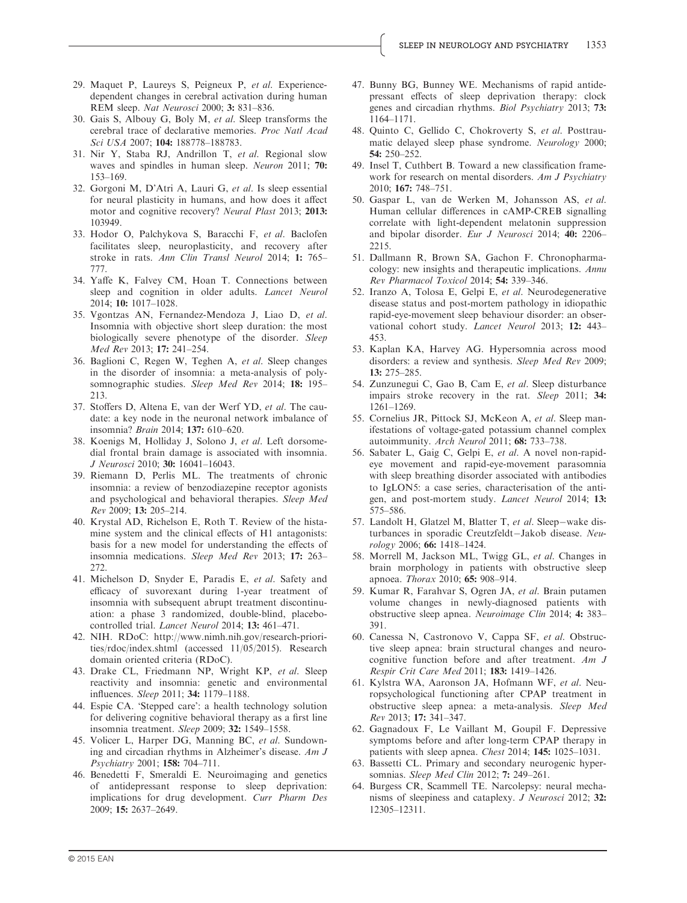29. Maquet P, Laureys S, Peigneux P, *et al*. Experience-dependent changes in cerebral activation during human REM sleep. *Nat Neurosci* 2000; **3:** 831–836.
30. Gais S, Albouy G, Boly M, *et al*. Sleep transforms the cerebral trace of declarative memories. *Proc Natl Acad Sci USA* 2007; **104:** 188778–188783.
31. Nir Y, Staba RJ, Andrillon T, *et al*. Regional slow waves and spindles in human sleep. *Neuron* 2011; **70:** 153–169.
32. Gorgoni M, D'Atri A, Lauri G, *et al*. Is sleep essential for neural plasticity in humans, and how does it affect motor and cognitive recovery? *Neural Plast* 2013; **2013:** 103949.
33. Hodor O, Palchykova S, Baracchi F, *et al*. Baclofen facilitates sleep, neuroplasticity, and recovery after stroke in rats. *Ann Clin Transl Neurol* 2014; **1:** 765–777.
34. Yaffe K, Falvey CM, Hoan T. Connections between sleep and cognition in older adults. *Lancet Neurol* 2014; **10:** 1017–1028.
35. Vgontzas AN, Fernandez-Mendoza J, Liao D, *et al*. Insomnia with objective short sleep duration: the most biologically severe phenotype of the disorder. *Sleep Med Rev* 2013; **17:** 241–254.
36. Baglioni C, Regen W, Teghen A, *et al*. Sleep changes in the disorder of insomnia: a meta-analysis of polysomnographic studies. *Sleep Med Rev* 2014; **18:** 195–213.
37. Stoffers D, Altena E, van der Werf YD, *et al*. The caudate: a key node in the neuronal network imbalance of insomnia? *Brain* 2014; **137:** 610–620.
38. Koenigs M, Holliday J, Solono J, *et al*. Left dorsomedial frontal brain damage is associated with insomnia. *J Neurosci* 2010; **30:** 16041–16043.
39. Riemann D, Perlis ML. The treatments of chronic insomnia: a review of benzodiazepine receptor agonists and psychological and behavioral therapies. *Sleep Med Rev* 2009; **13:** 205–214.
40. Krystal AD, Richelson E, Roth T. Review of the histamine system and the clinical effects of H1 antagonists: basis for a new model for understanding the effects of insomnia medications. *Sleep Med Rev* 2013; **17:** 263–272.
41. Michelson D, Snyder E, Paradis E, *et al*. Safety and efficacy of suvorexant during 1-year treatment of insomnia with subsequent abrupt treatment discontinuation: a phase 3 randomized, double-blind, placebo-controlled trial. *Lancet Neurol* 2014; **13:** 461–471.
42. NIH. RDoC: http://www.nimh.nih.gov/research-priorities/rdoc/index.shtml (accessed 11/05/2015). Research domain oriented criteria (RDoC).
43. Drake CL, Friedmann NP, Wright KP, *et al*. Sleep reactivity and insomnia: genetic and environmental influences. *Sleep* 2011; **34:** 1179–1188.
44. Espie CA. 'Stepped care': a health technology solution for delivering cognitive behavioral therapy as a first line insomnia treatment. *Sleep* 2009; **32:** 1549–1558.
45. Volicer L, Harper DG, Manning BC, *et al*. Sundowning and circadian rhythms in Alzheimer's disease. *Am J Psychiatry* 2001; **158:** 704–711.
46. Benedetti F, Smeraldi E. Neuroimaging and genetics of antidepressant response to sleep deprivation: implications for drug development. *Curr Pharm Des* 2009; **15:** 2637–2649.
47. Bunny BG, Bunney WE. Mechanisms of rapid antidepressant effects of sleep deprivation therapy: clock genes and circadian rhythms. *Biol Psychiatry* 2013; **73:** 1164–1171.
48. Quinto C, Gellido C, Chokroverty S, *et al*. Posttraumatic delayed sleep phase syndrome. *Neurology* 2000; **54:** 250–252.
49. Insel T, Cuthbert B. Toward a new classification framework for research on mental disorders. *Am J Psychiatry* 2010; **167:** 748–751.
50. Gaspar L, van de Werken M, Johansson AS, *et al*. Human cellular differences in cAMP-CREB signalling correlate with light-dependent melatonin suppression and bipolar disorder. *Eur J Neurosci* 2014; **40:** 2206–2215.
51. Dallmann R, Brown SA, Gachon F. Chronopharmacology: new insights and therapeutic implications. *Annu Rev Pharmacol Toxicol* 2014; **54:** 339–346.
52. Iranzo A, Tolosa E, Gelpi E, *et al*. Neurodegenerative disease status and post-mortem pathology in idiopathic rapid-eye-movement sleep behaviour disorder: an observational cohort study. *Lancet Neurol* 2013; **12:** 443–453.
53. Kaplan KA, Harvey AG. Hypersomnia across mood disorders: a review and synthesis. *Sleep Med Rev* 2009; **13:** 275–285.
54. Zunzunegui C, Gao B, Cam E, *et al*. Sleep disturbance impairs stroke recovery in the rat. *Sleep* 2011; **34:** 1261–1269.
55. Cornelius JR, Pittock SJ, McKeon A, *et al*. Sleep manifestations of voltage-gated potassium channel complex autoimmunity. *Arch Neurol* 2011; **68:** 733–738.
56. Sabater L, Gaig C, Gelpi E, *et al*. A novel non-rapid-eye movement and rapid-eye-movement parasomnia with sleep breathing disorder associated with antibodies to IgLON5: a case series, characterisation of the antigen, and post-mortem study. *Lancet Neurol* 2014; **13:** 575–586.
57. Landolt H, Glatzel M, Blatter T, *et al*. Sleep–wake disturbances in sporadic Creutzfeldt–Jakob disease. *Neurology* 2006; **66:** 1418–1424.
58. Morrell M, Jackson ML, Twigg GL, *et al*. Changes in brain morphology in patients with obstructive sleep apnoea. *Thorax* 2010; **65:** 908–914.
59. Kumar R, Farahvar S, Ogren JA, *et al*. Brain putamen volume changes in newly-diagnosed patients with obstructive sleep apnea. *Neuroimage Clin* 2014; **4:** 383–391.
60. Canessa N, Castronovo V, Cappa SF, *et al*. Obstructive sleep apnea: brain structural changes and neurocognitive function before and after treatment. *Am J Respir Crit Care Med* 2011; **183:** 1419–1426.
61. Kylstra WA, Aaronson JA, Hofmann WF, *et al*. Neuropsychological functioning after CPAP treatment in obstructive sleep apnea: a meta-analysis. *Sleep Med Rev* 2013; **17:** 341–347.
62. Gagnadoux F, Le Vaillant M, Goupil F. Depressive symptoms before and after long-term CPAP therapy in patients with sleep apnea. *Chest* 2014; **145:** 1025–1031.
63. Bassetti CL. Primary and secondary neurogenic hypersomnias. *Sleep Med Clin* 2012; **7:** 249–261.
64. Burgess CR, Scammell TE. Narcolepsy: neural mechanisms of sleepiness and cataplexy. *J Neurosci* 2012; **32:** 12305–12311.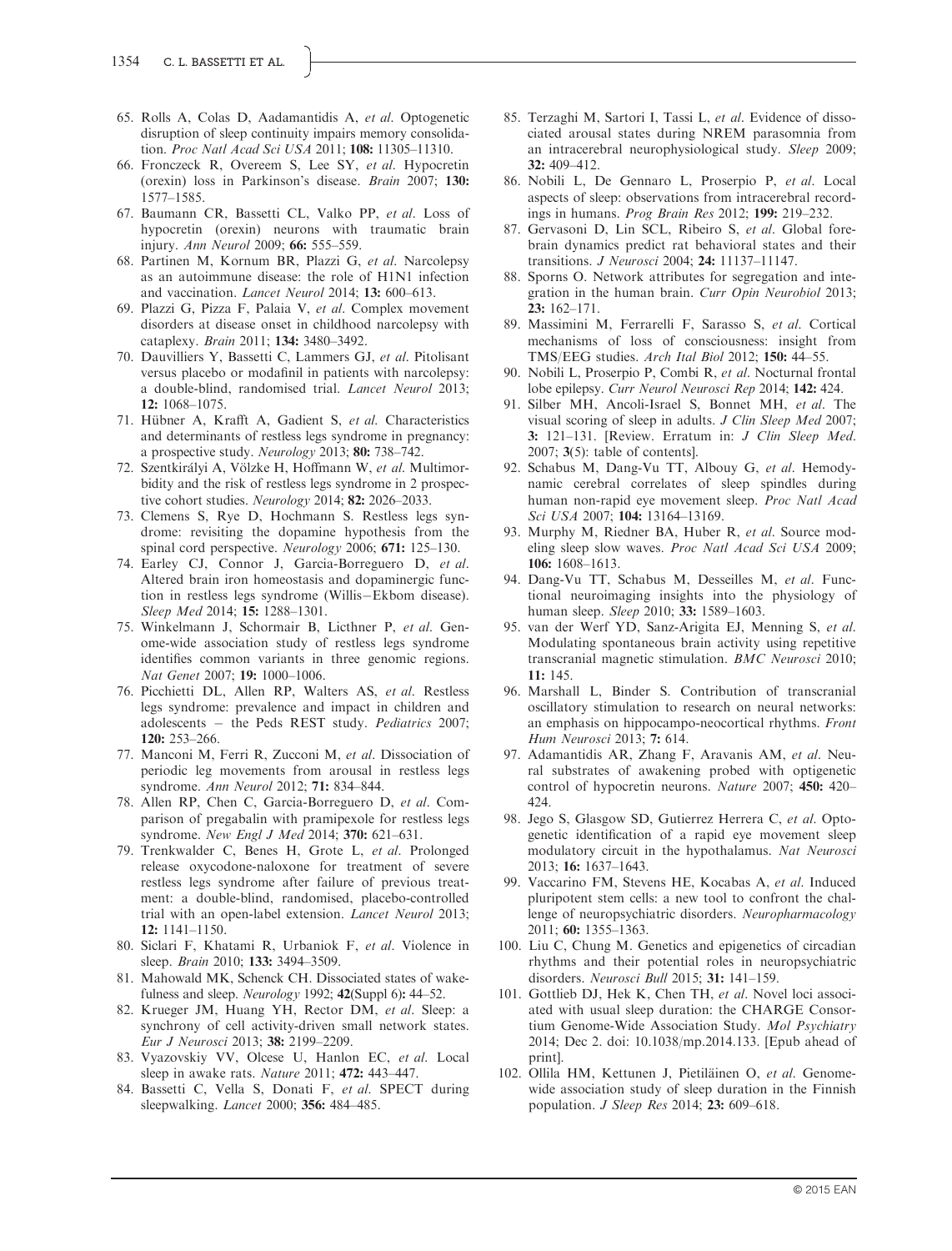65. Rolls A, Colas D, Aadamantidis A, *et al*. Optogenetic disruption of sleep continuity impairs memory consolidation. *Proc Natl Acad Sci USA* 2011; **108:** 11305–11310.
66. Fronczeck R, Overeem S, Lee SY, *et al*. Hypocretin (orexin) loss in Parkinson's disease. *Brain* 2007; **130:** 1577–1585.
67. Baumann CR, Bassetti CL, Valko PP, *et al*. Loss of hypocretin (orexin) neurons with traumatic brain injury. *Ann Neurol* 2009; **66:** 555–559.
68. Partinen M, Kornum BR, Plazzi G, *et al*. Narcolepsy as an autoimmune disease: the role of H1N1 infection and vaccination. *Lancet Neurol* 2014; **13:** 600–613.
69. Plazzi G, Pizza F, Palaia V, *et al*. Complex movement disorders at disease onset in childhood narcolepsy with cataplexy. *Brain* 2011; **134:** 3480–3492.
70. Dauvilliers Y, Bassetti C, Lammers GJ, *et al*. Pitolisant versus placebo or modafinil in patients with narcolepsy: a double-blind, randomised trial. *Lancet Neurol* 2013; **12:** 1068–1075.
71. Hübner A, Krafft A, Gadient S, *et al*. Characteristics and determinants of restless legs syndrome in pregnancy: a prospective study. *Neurology* 2013; **80:** 738–742.
72. Szentkirályi A, Völzke H, Hoffmann W, *et al*. Multimorbidity and the risk of restless legs syndrome in 2 prospective cohort studies. *Neurology* 2014; **82:** 2026–2033.
73. Clemens S, Rye D, Hochmann S. Restless legs syndrome: revisiting the dopamine hypothesis from the spinal cord perspective. *Neurology* 2006; **671:** 125–130.
74. Earley CJ, Connor J, Garcia-Borreguero D, *et al*. Altered brain iron homeostasis and dopaminergic function in restless legs syndrome (Willis–Ekbom disease). *Sleep Med* 2014; **15:** 1288–1301.
75. Winkelmann J, Schormair B, Licthner P, *et al*. Genome-wide association study of restless legs syndrome identifies common variants in three genomic regions. *Nat Genet* 2007; **19:** 1000–1006.
76. Picchietti DL, Allen RP, Walters AS, *et al*. Restless legs syndrome: prevalence and impact in children and adolescents – the Peds REST study. *Pediatrics* 2007; **120:** 253–266.
77. Manconi M, Ferri R, Zucconi M, *et al*. Dissociation of periodic leg movements from arousal in restless legs syndrome. *Ann Neurol* 2012; **71:** 834–844.
78. Allen RP, Chen C, Garcia-Borreguero D, *et al*. Comparison of pregabalin with pramipexole for restless legs syndrome. *New Engl J Med* 2014; **370:** 621–631.
79. Trenkwalder C, Benes H, Grote L, *et al*. Prolonged release oxycodone-naloxone for treatment of severe restless legs syndrome after failure of previous treatment: a double-blind, randomised, placebo-controlled trial with an open-label extension. *Lancet Neurol* 2013; **12:** 1141–1150.
80. Siclari F, Khatami R, Urbaniok F, *et al*. Violence in sleep. *Brain* 2010; **133:** 3494–3509.
81. Mahowald MK, Schenck CH. Dissociated states of wakefulness and sleep. *Neurology* 1992; **42**(Suppl 6)**:** 44–52.
82. Krueger JM, Huang YH, Rector DM, *et al*. Sleep: a synchrony of cell activity-driven small network states. *Eur J Neurosci* 2013; **38:** 2199–2209.
83. Vyazovskiy VV, Olcese U, Hanlon EC, *et al*. Local sleep in awake rats. *Nature* 2011; **472:** 443–447.
84. Bassetti C, Vella S, Donati F, *et al*. SPECT during sleepwalking. *Lancet* 2000; **356:** 484–485.
85. Terzaghi M, Sartori I, Tassi L, *et al*. Evidence of dissociated arousal states during NREM parasomnia from an intracerebral neurophysiological study. *Sleep* 2009; **32:** 409–412.
86. Nobili L, De Gennaro L, Proserpio P, *et al*. Local aspects of sleep: observations from intracerebral recordings in humans. *Prog Brain Res* 2012; **199:** 219–232.
87. Gervasoni D, Lin SCL, Ribeiro S, *et al*. Global forebrain dynamics predict rat behavioral states and their transitions. *J Neurosci* 2004; **24:** 11137–11147.
88. Sporns O. Network attributes for segregation and integration in the human brain. *Curr Opin Neurobiol* 2013; **23:** 162–171.
89. Massimini M, Ferrarelli F, Sarasso S, *et al*. Cortical mechanisms of loss of consciousness: insight from TMS/EEG studies. *Arch Ital Biol* 2012; **150:** 44–55.
90. Nobili L, Proserpio P, Combi R, *et al*. Nocturnal frontal lobe epilepsy. *Curr Neurol Neurosci Rep* 2014; **142:** 424.
91. Silber MH, Ancoli-Israel S, Bonnet MH, *et al*. The visual scoring of sleep in adults. *J Clin Sleep Med* 2007; **3:** 121–131. [Review. Erratum in: *J Clin Sleep Med*. 2007; **3**(5): table of contents].
92. Schabus M, Dang-Vu TT, Albouy G, *et al*. Hemodynamic cerebral correlates of sleep spindles during human non-rapid eye movement sleep. *Proc Natl Acad Sci USA* 2007; **104:** 13164–13169.
93. Murphy M, Riedner BA, Huber R, *et al*. Source modeling sleep slow waves. *Proc Natl Acad Sci USA* 2009; **106:** 1608–1613.
94. Dang-Vu TT, Schabus M, Desseilles M, *et al*. Functional neuroimaging insights into the physiology of human sleep. *Sleep* 2010; **33:** 1589–1603.
95. van der Werf YD, Sanz-Arigita EJ, Menning S, *et al*. Modulating spontaneous brain activity using repetitive transcranial magnetic stimulation. *BMC Neurosci* 2010; **11:** 145.
96. Marshall L, Binder S. Contribution of transcranial oscillatory stimulation to research on neural networks: an emphasis on hippocampo-neocortical rhythms. *Front Hum Neurosci* 2013; **7:** 614.
97. Adamantidis AR, Zhang F, Aravanis AM, *et al*. Neural substrates of awakening probed with optigenetic control of hypocretin neurons. *Nature* 2007; **450:** 420–424.
98. Jego S, Glasgow SD, Gutierrez Herrera C, *et al*. Optogenetic identification of a rapid eye movement sleep modulatory circuit in the hypothalamus. *Nat Neurosci* 2013; **16:** 1637–1643.
99. Vaccarino FM, Stevens HE, Kocabas A, *et al*. Induced pluripotent stem cells: a new tool to confront the challenge of neuropsychiatric disorders. *Neuropharmacology* 2011; **60:** 1355–1363.
100. Liu C, Chung M. Genetics and epigenetics of circadian rhythms and their potential roles in neuropsychiatric disorders. *Neurosci Bull* 2015; **31:** 141–159.
101. Gottlieb DJ, Hek K, Chen TH, *et al*. Novel loci associated with usual sleep duration: the CHARGE Consortium Genome-Wide Association Study. *Mol Psychiatry* 2014; Dec 2. doi: 10.1038/mp.2014.133. [Epub ahead of print].
102. Ollila HM, Kettunen J, Pietiläinen O, *et al*. Genome-wide association study of sleep duration in the Finnish population. *J Sleep Res* 2014; **23:** 609–618.